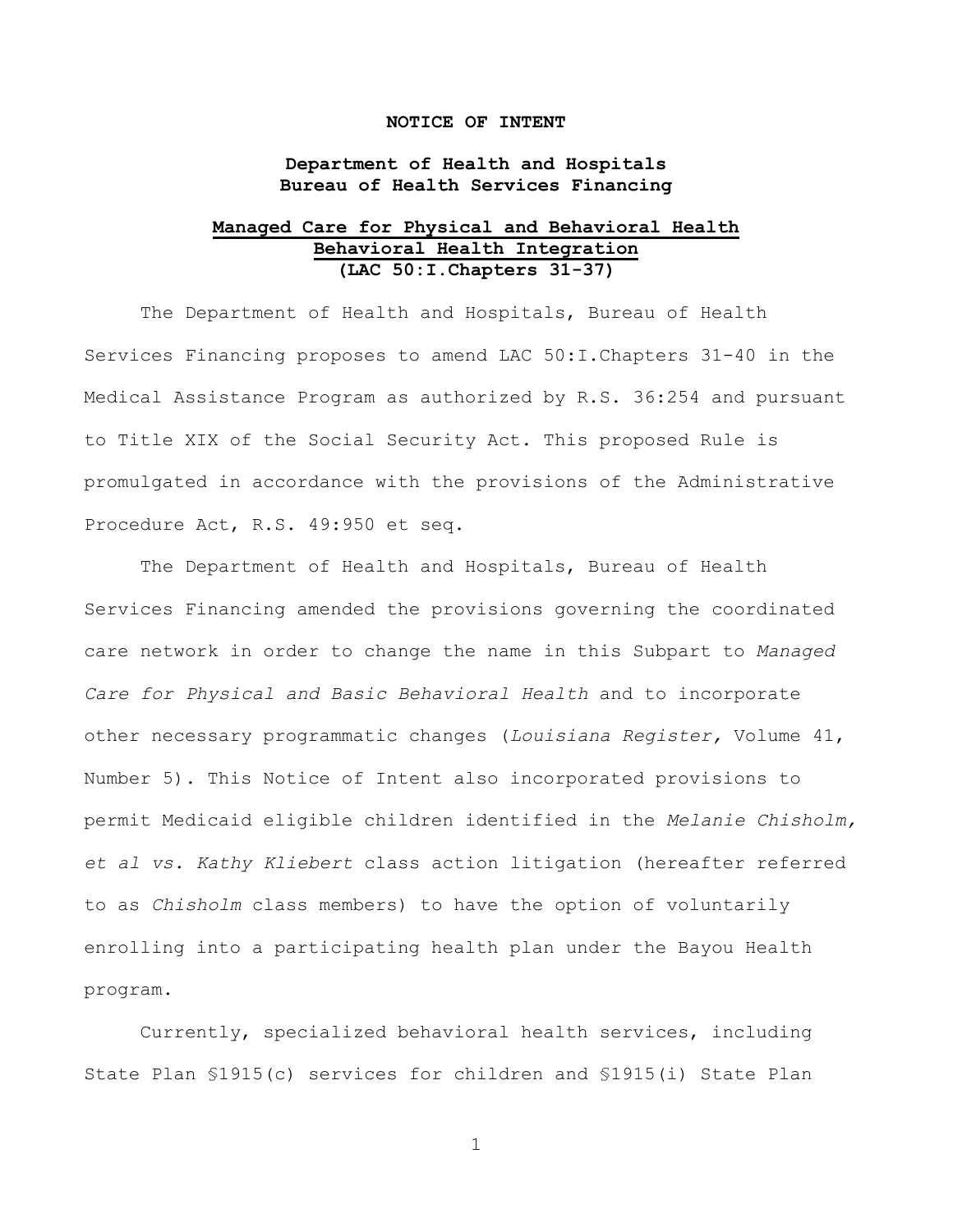**NOTICE OF INTENT**

**Department of Health and Hospitals**
**Bureau of Health Services Financing**

**Managed Care for Physical and Behavioral Health**
**Behavioral Health Integration**
**(LAC 50:I.Chapters 31-37)**

The Department of Health and Hospitals, Bureau of Health Services Financing proposes to amend LAC 50:I.Chapters 31-40 in the Medical Assistance Program as authorized by R.S. 36:254 and pursuant to Title XIX of the Social Security Act. This proposed Rule is promulgated in accordance with the provisions of the Administrative Procedure Act, R.S. 49:950 et seq.

The Department of Health and Hospitals, Bureau of Health Services Financing amended the provisions governing the coordinated care network in order to change the name in this Subpart to *Managed Care for Physical and Basic Behavioral Health* and to incorporate other necessary programmatic changes (*Louisiana Register,* Volume 41, Number 5). This Notice of Intent also incorporated provisions to permit Medicaid eligible children identified in the *Melanie Chisholm, et al vs. Kathy Kliebert* class action litigation (hereafter referred to as *Chisholm* class members) to have the option of voluntarily enrolling into a participating health plan under the Bayou Health program.

Currently, specialized behavioral health services, including State Plan §1915(c) services for children and §1915(i) State Plan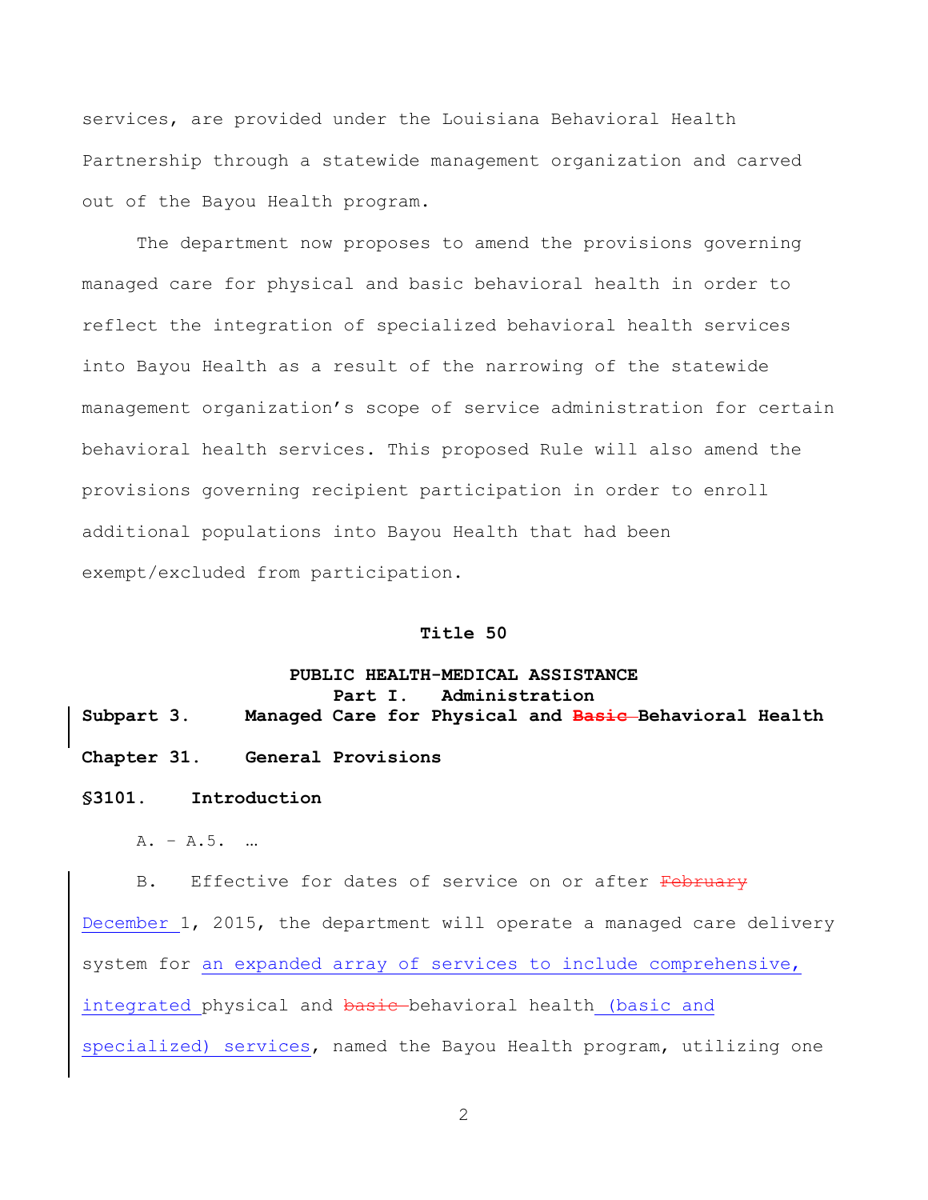services, are provided under the Louisiana Behavioral Health Partnership through a statewide management organization and carved out of the Bayou Health program.

The department now proposes to amend the provisions governing managed care for physical and basic behavioral health in order to reflect the integration of specialized behavioral health services into Bayou Health as a result of the narrowing of the statewide management organization's scope of service administration for certain behavioral health services. This proposed Rule will also amend the provisions governing recipient participation in order to enroll additional populations into Bayou Health that had been exempt/excluded from participation.

**Title 50**

**PUBLIC HEALTH-MEDICAL ASSISTANCE**

**Part I. Administration**

**Subpart 3. Managed Care for Physical and ~~Basic~~ Behavioral Health**

**Chapter 31. General Provisions**

**§3101. Introduction**

A. – A.5. …

B. Effective for dates of service on or after ~~February~~ December 1, 2015, the department will operate a managed care delivery system for an expanded array of services to include comprehensive, integrated physical and ~~basic~~ behavioral health (basic and specialized) services, named the Bayou Health program, utilizing one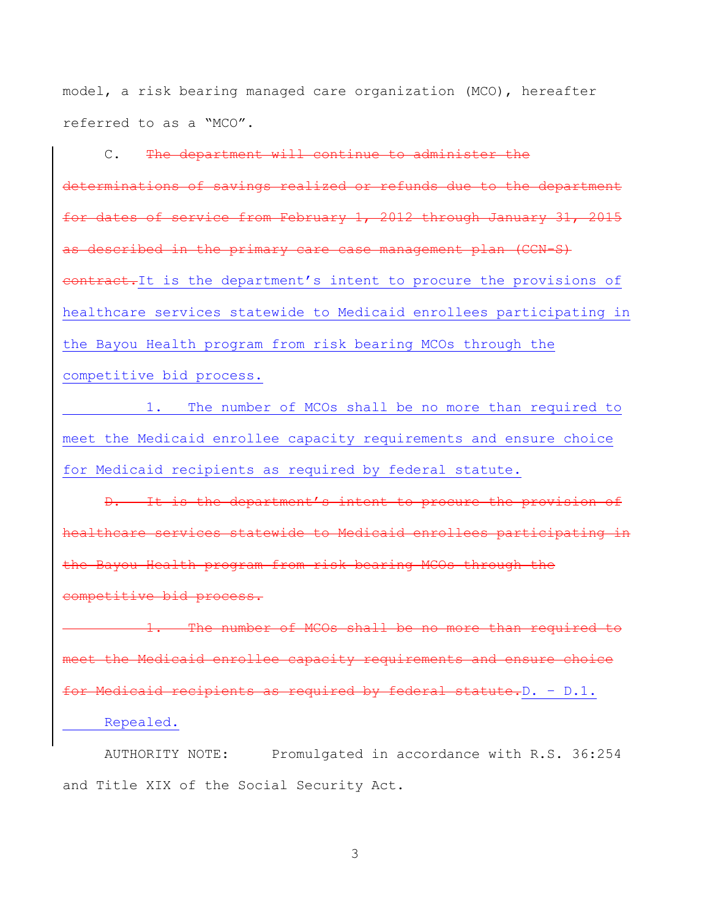model, a risk bearing managed care organization (MCO), hereafter referred to as a "MCO".

C. ~~The department will continue to administer the determinations of savings realized or refunds due to the department for dates of service from February 1, 2012 through January 31, 2015 as described in the primary care case management plan (CCN-S) contract.~~<u>It is the department's intent to procure the provisions of healthcare services statewide to Medicaid enrollees participating in the Bayou Health program from risk bearing MCOs through the competitive bid process.</u>

<u>1. The number of MCOs shall be no more than required to meet the Medicaid enrollee capacity requirements and ensure choice for Medicaid recipients as required by federal statute.</u>

~~D. It is the department's intent to procure the provision of healthcare services statewide to Medicaid enrollees participating in the Bayou Health program from risk bearing MCOs through the competitive bid process.~~

~~1. The number of MCOs shall be no more than required to meet the Medicaid enrollee capacity requirements and ensure choice for Medicaid recipients as required by federal statute.~~<u>D. – D.1. Repealed.</u>

AUTHORITY NOTE: Promulgated in accordance with R.S. 36:254 and Title XIX of the Social Security Act.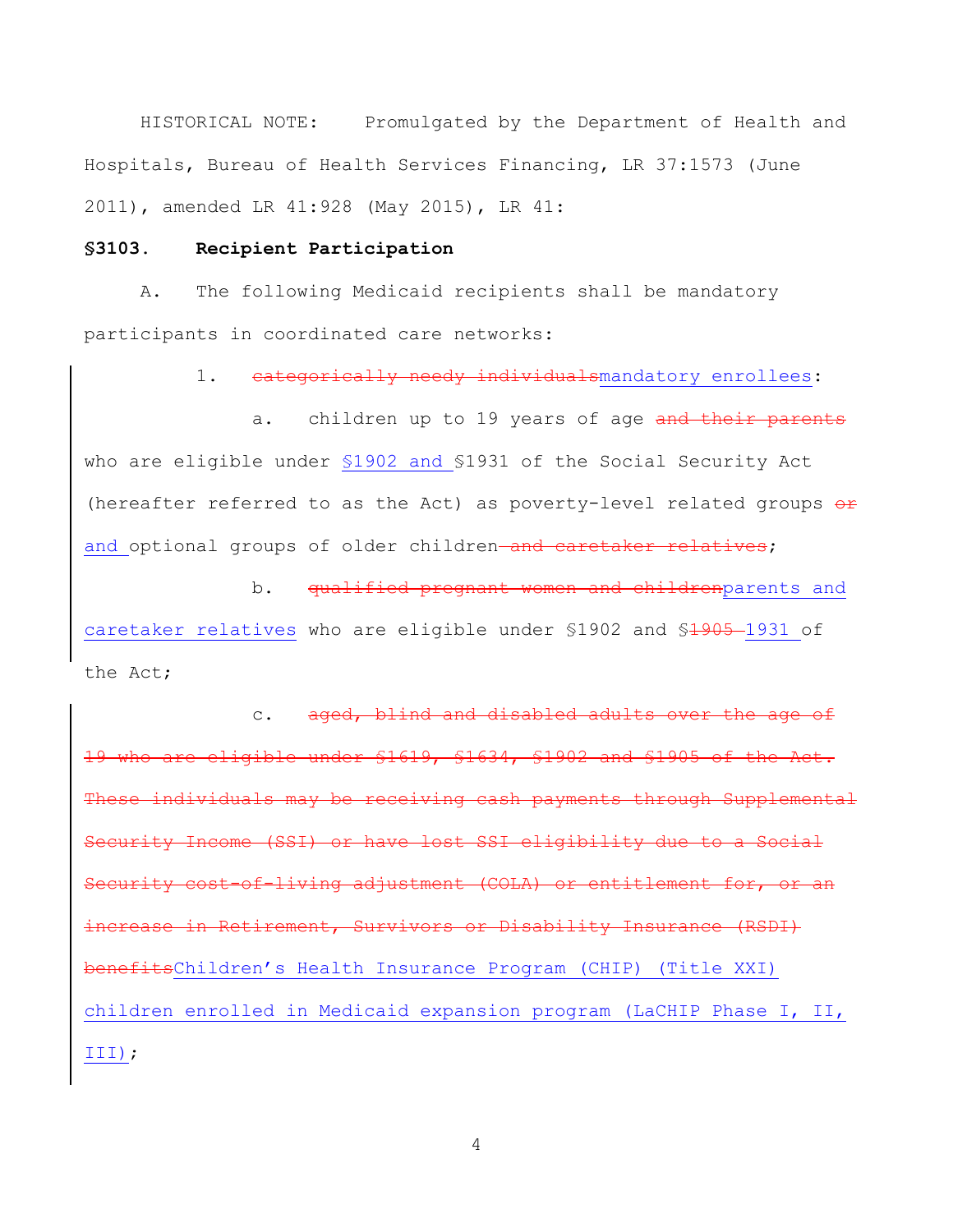HISTORICAL NOTE: Promulgated by the Department of Health and Hospitals, Bureau of Health Services Financing, LR 37:1573 (June 2011), amended LR 41:928 (May 2015), LR 41:

**§3103. Recipient Participation**

A. The following Medicaid recipients shall be mandatory participants in coordinated care networks:

1. ~~categorically needy individuals~~mandatory enrollees:

a. children up to 19 years of age ~~and their parents~~ who are eligible under §1902 and §1931 of the Social Security Act (hereafter referred to as the Act) as poverty-level related groups ~~or~~ and optional groups of older children ~~and caretaker relatives~~;

b. ~~qualified pregnant women and children~~parents and caretaker relatives who are eligible under §1902 and §~~1905~~ 1931 of the Act;

c. ~~aged, blind and disabled adults over the age of 19 who are eligible under §1619, §1634, §1902 and §1905 of the Act. These individuals may be receiving cash payments through Supplemental Security Income (SSI) or have lost SSI eligibility due to a Social Security cost-of-living adjustment (COLA) or entitlement for, or an increase in Retirement, Survivors or Disability Insurance (RSDI) benefits~~Children's Health Insurance Program (CHIP) (Title XXI) children enrolled in Medicaid expansion program (LaCHIP Phase I, II, III);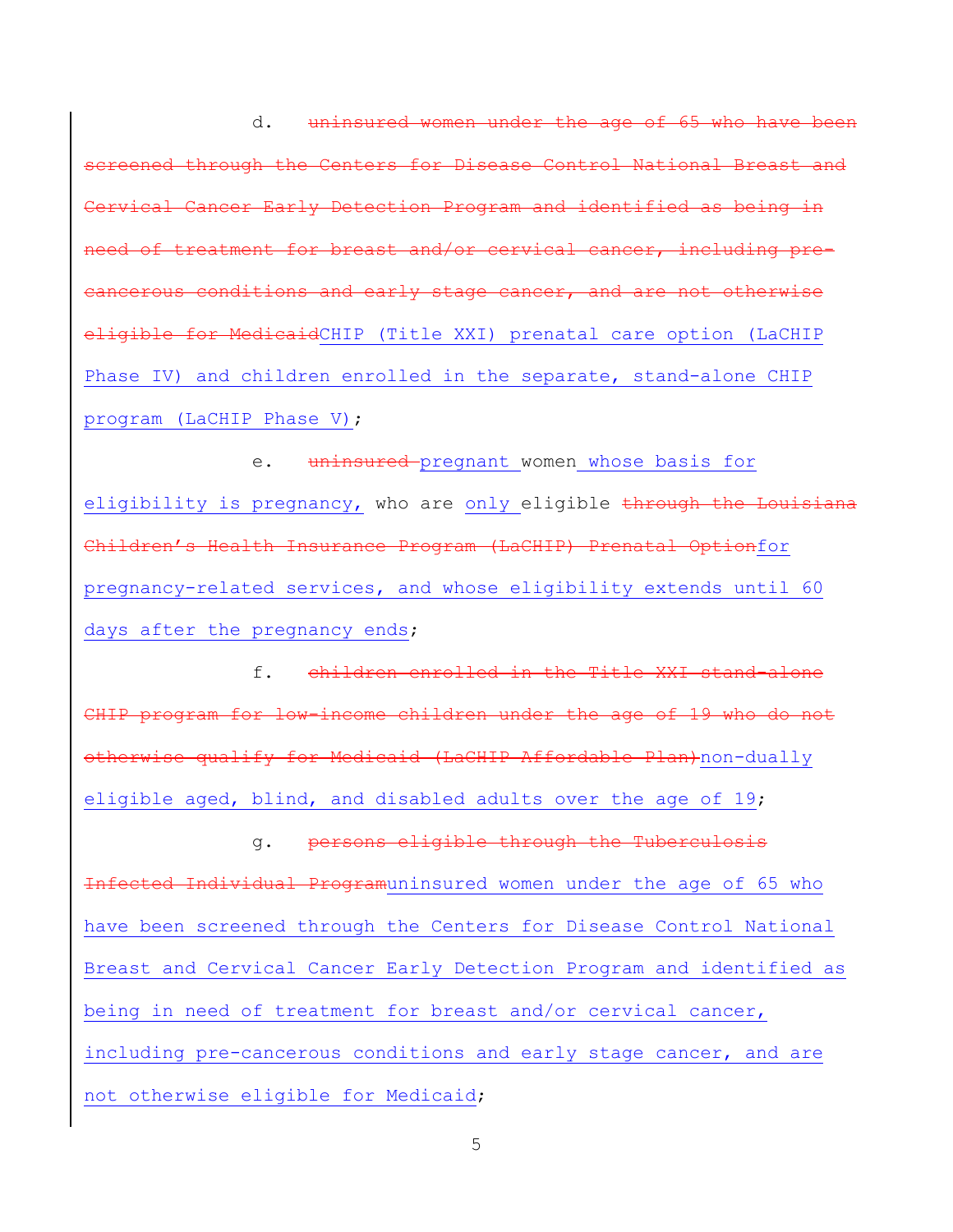d. ~~uninsured women under the age of 65 who have been screened through the Centers for Disease Control National Breast and Cervical Cancer Early Detection Program and identified as being in need of treatment for breast and/or cervical cancer, including pre-cancerous conditions and early stage cancer, and are not otherwise eligible for Medicaid~~<u>CHIP (Title XXI) prenatal care option (LaCHIP Phase IV) and children enrolled in the separate, stand-alone CHIP program (LaCHIP Phase V)</u>;

e. ~~uninsured~~ <u>pregnant</u> women <u>whose basis for eligibility is pregnancy,</u> who are <u>only</u> eligible ~~through the Louisiana Children's Health Insurance Program (LaCHIP) Prenatal Option~~<u>for pregnancy-related services, and whose eligibility extends until 60 days after the pregnancy ends</u>;

f. ~~children enrolled in the Title XXI stand-alone CHIP program for low-income children under the age of 19 who do not otherwise qualify for Medicaid (LaCHIP Affordable Plan)~~<u>non-dually eligible aged, blind, and disabled adults over the age of 19</u>;

g. ~~persons eligible through the Tuberculosis Infected Individual Program~~<u>uninsured women under the age of 65 who have been screened through the Centers for Disease Control National Breast and Cervical Cancer Early Detection Program and identified as being in need of treatment for breast and/or cervical cancer, including pre-cancerous conditions and early stage cancer, and are not otherwise eligible for Medicaid</u>;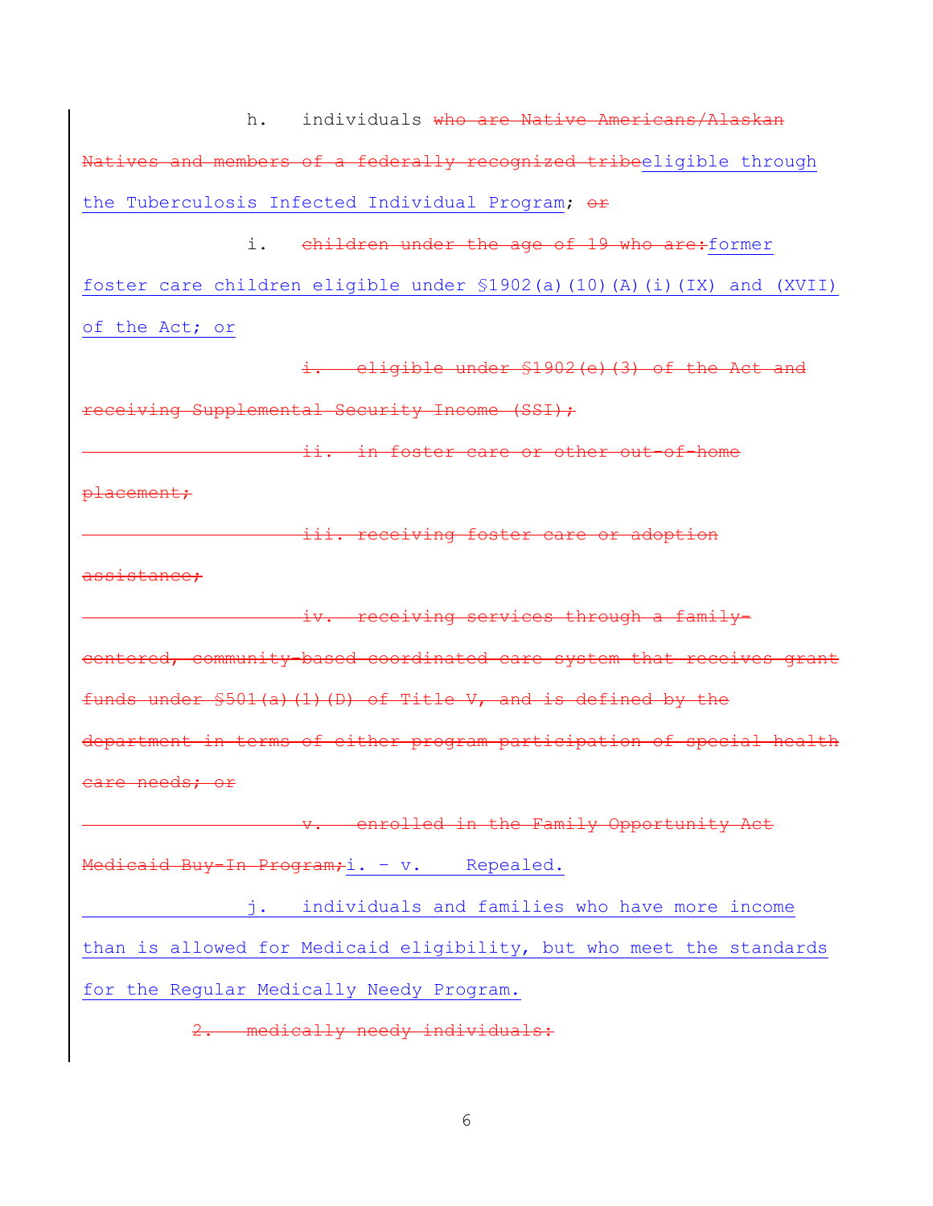h. individuals ~~who are Native Americans/Alaskan Natives and members of a federally recognized tribe~~eligible through the Tuberculosis Infected Individual Program; ~~or~~

i. ~~children under the age of 19 who are:~~former foster care children eligible under §1902(a)(10)(A)(i)(IX) and (XVII) of the Act; or

~~i. eligible under §1902(e)(3) of the Act and receiving Supplemental Security Income (SSI);~~

~~ii. in foster care or other out-of-home placement;~~

~~iii. receiving foster care or adoption assistance;~~

~~iv. receiving services through a family-centered, community-based coordinated care system that receives grant funds under §501(a)(1)(D) of Title V, and is defined by the department in terms of either program participation of special health care needs; or~~

~~v. enrolled in the Family Opportunity Act Medicaid Buy-In Program;~~i. - v. Repealed.

j. individuals and families who have more income than is allowed for Medicaid eligibility, but who meet the standards for the Regular Medically Needy Program.

~~2. medically needy individuals:~~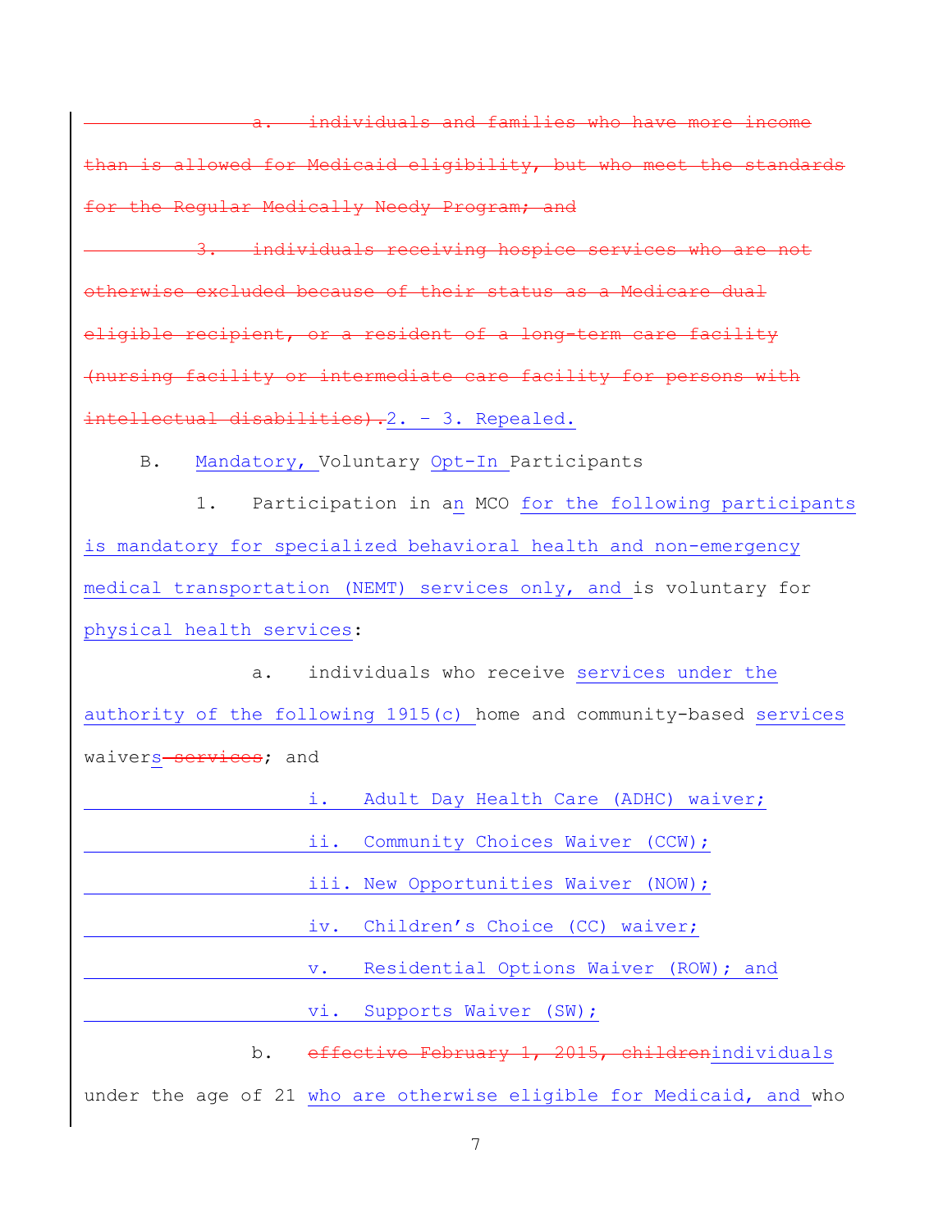~~a. individuals and families who have more income than is allowed for Medicaid eligibility, but who meet the standards for the Regular Medically Needy Program; and~~

~~3. individuals receiving hospice services who are not otherwise excluded because of their status as a Medicare dual eligible recipient, or a resident of a long-term care facility (nursing facility or intermediate care facility for persons with intellectual disabilities).~~2. – 3. Repealed.

B. Mandatory, Voluntary Opt-In Participants

1. Participation in an MCO for the following participants is mandatory for specialized behavioral health and non-emergency medical transportation (NEMT) services only, and is voluntary for physical health services:

a. individuals who receive services under the authority of the following 1915(c) home and community-based services waivers~~ services~~; and

i. Adult Day Health Care (ADHC) waiver;

ii. Community Choices Waiver (CCW);

iii. New Opportunities Waiver (NOW);

iv. Children's Choice (CC) waiver;

v. Residential Options Waiver (ROW); and

vi. Supports Waiver (SW);

b. ~~effective February 1, 2015, children~~individuals under the age of 21 who are otherwise eligible for Medicaid, and who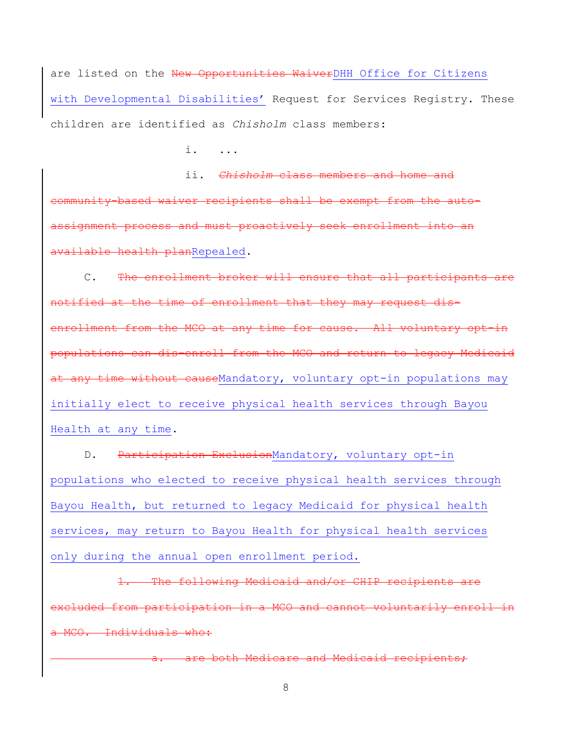are listed on the ~~New Opportunities Waiver~~DHH Office for Citizens with Developmental Disabilities' Request for Services Registry. These children are identified as *Chisholm* class members:

i. ...

ii. ~~*Chisholm* class members and home and community-based waiver recipients shall be exempt from the auto-assignment process and must proactively seek enrollment into an available health plan~~Repealed.

C. ~~The enrollment broker will ensure that all participants are notified at the time of enrollment that they may request dis-enrollment from the MCO at any time for cause. All voluntary opt-in populations can dis-enroll from the MCO and return to legacy Medicaid at any time without cause~~Mandatory, voluntary opt-in populations may initially elect to receive physical health services through Bayou Health at any time.

D. ~~Participation Exclusion~~Mandatory, voluntary opt-in populations who elected to receive physical health services through Bayou Health, but returned to legacy Medicaid for physical health services, may return to Bayou Health for physical health services only during the annual open enrollment period.

~~1. The following Medicaid and/or CHIP recipients are excluded from participation in a MCO and cannot voluntarily enroll in a MCO. Individuals who:~~

~~a. are both Medicare and Medicaid recipients;~~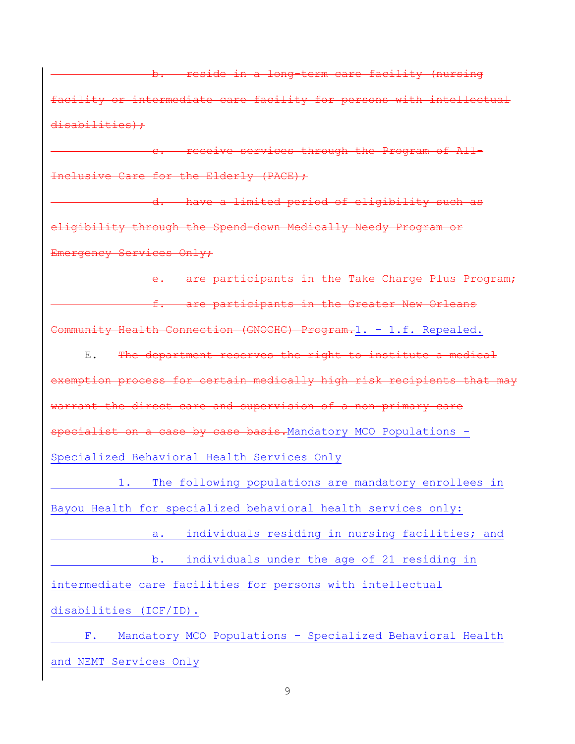~~b. reside in a long-term care facility (nursing facility or intermediate care facility for persons with intellectual disabilities);~~

~~c. receive services through the Program of All-Inclusive Care for the Elderly (PACE);~~

~~d. have a limited period of eligibility such as eligibility through the Spend-down Medically Needy Program or Emergency Services Only;~~

~~e. are participants in the Take Charge Plus Program;~~

~~f. are participants in the Greater New Orleans Community Health Connection (GNOCHC) Program.~~<u>1. – 1.f. Repealed.</u>

E. ~~The department reserves the right to institute a medical exemption process for certain medically high risk recipients that may warrant the direct care and supervision of a non-primary care specialist on a case by case basis.~~<u>Mandatory MCO Populations - Specialized Behavioral Health Services Only</u>

<u>1. The following populations are mandatory enrollees in Bayou Health for specialized behavioral health services only:</u>

<u>a. individuals residing in nursing facilities; and</u>

<u>b. individuals under the age of 21 residing in intermediate care facilities for persons with intellectual disabilities (ICF/ID).</u>

<u>F. Mandatory MCO Populations – Specialized Behavioral Health and NEMT Services Only</u>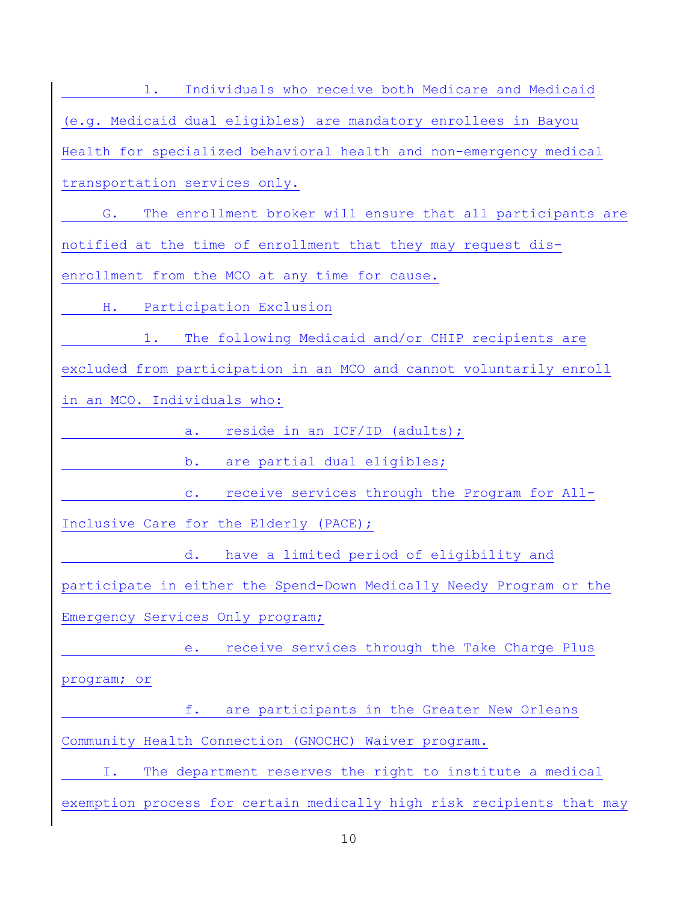1. Individuals who receive both Medicare and Medicaid (e.g. Medicaid dual eligibles) are mandatory enrollees in Bayou Health for specialized behavioral health and non-emergency medical transportation services only.

G. The enrollment broker will ensure that all participants are notified at the time of enrollment that they may request dis-enrollment from the MCO at any time for cause.

H. Participation Exclusion

1. The following Medicaid and/or CHIP recipients are excluded from participation in an MCO and cannot voluntarily enroll in an MCO. Individuals who:

a. reside in an ICF/ID (adults);

b. are partial dual eligibles;

c. receive services through the Program for All-Inclusive Care for the Elderly (PACE);

d. have a limited period of eligibility and participate in either the Spend-Down Medically Needy Program or the Emergency Services Only program;

e. receive services through the Take Charge Plus program; or

f. are participants in the Greater New Orleans Community Health Connection (GNOCHC) Waiver program.

I. The department reserves the right to institute a medical exemption process for certain medically high risk recipients that may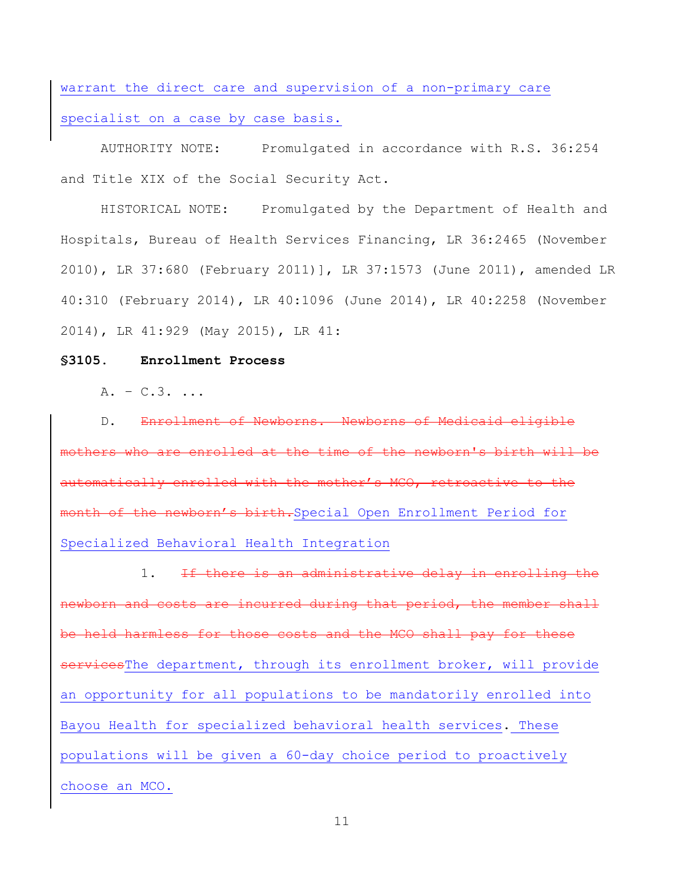warrant the direct care and supervision of a non-primary care specialist on a case by case basis.

AUTHORITY NOTE: Promulgated in accordance with R.S. 36:254 and Title XIX of the Social Security Act.

HISTORICAL NOTE: Promulgated by the Department of Health and Hospitals, Bureau of Health Services Financing, LR 36:2465 (November 2010), LR 37:680 (February 2011)], LR 37:1573 (June 2011), amended LR 40:310 (February 2014), LR 40:1096 (June 2014), LR 40:2258 (November 2014), LR 41:929 (May 2015), LR 41:

**§3105. Enrollment Process**

A. – C.3. ...

D. ~~Enrollment of Newborns. Newborns of Medicaid eligible mothers who are enrolled at the time of the newborn's birth will be automatically enrolled with the mother's MCO, retroactive to the month of the newborn's birth.~~Special Open Enrollment Period for Specialized Behavioral Health Integration

1. ~~If there is an administrative delay in enrolling the newborn and costs are incurred during that period, the member shall be held harmless for those costs and the MCO shall pay for these services~~The department, through its enrollment broker, will provide an opportunity for all populations to be mandatorily enrolled into Bayou Health for specialized behavioral health services. These populations will be given a 60-day choice period to proactively choose an MCO.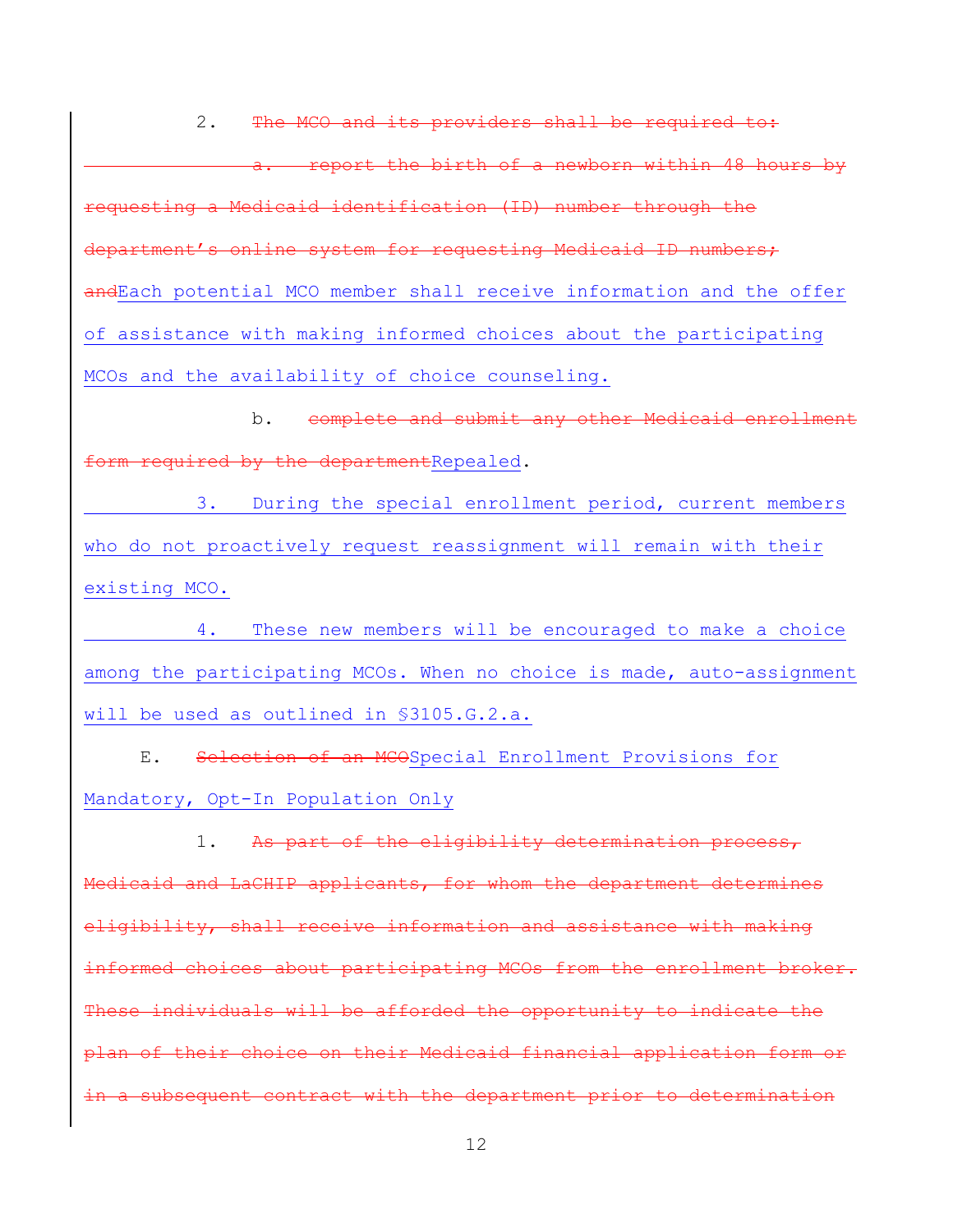2. ~~The MCO and its providers shall be required to:~~

~~a. report the birth of a newborn within 48 hours by requesting a Medicaid identification (ID) number through the department's online system for requesting Medicaid ID numbers; and~~Each potential MCO member shall receive information and the offer of assistance with making informed choices about the participating MCOs and the availability of choice counseling.

b. ~~complete and submit any other Medicaid enrollment form required by the department~~Repealed.

3. During the special enrollment period, current members who do not proactively request reassignment will remain with their existing MCO.

4. These new members will be encouraged to make a choice among the participating MCOs. When no choice is made, auto-assignment will be used as outlined in §3105.G.2.a.

E. ~~Selection of an MCO~~Special Enrollment Provisions for Mandatory, Opt-In Population Only

1. ~~As part of the eligibility determination process, Medicaid and LaCHIP applicants, for whom the department determines eligibility, shall receive information and assistance with making informed choices about participating MCOs from the enrollment broker. These individuals will be afforded the opportunity to indicate the plan of their choice on their Medicaid financial application form or in a subsequent contract with the department prior to determination~~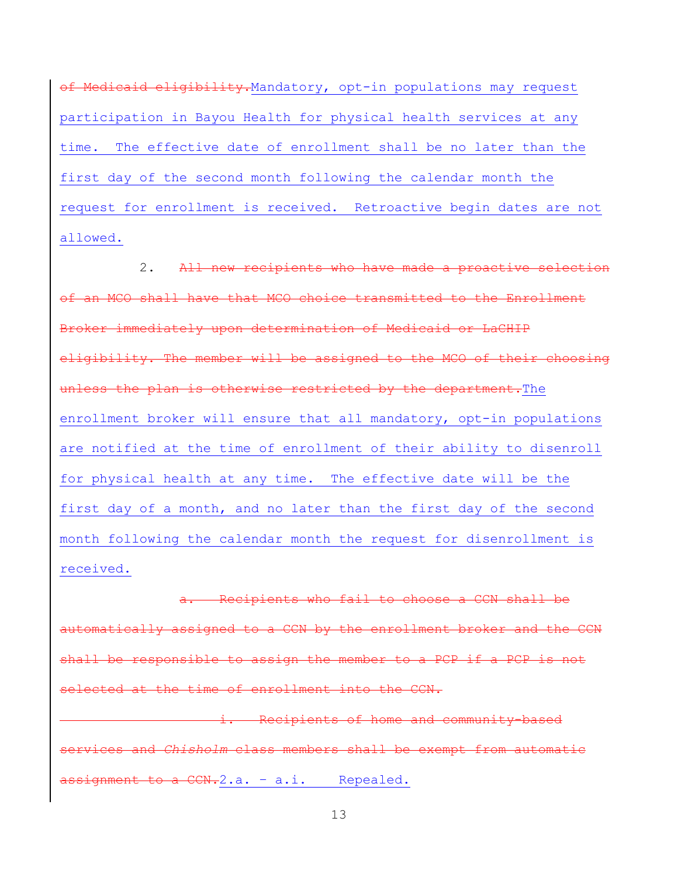~~of Medicaid eligibility.~~<u>Mandatory, opt-in populations may request participation in Bayou Health for physical health services at any time. The effective date of enrollment shall be no later than the first day of the second month following the calendar month the request for enrollment is received. Retroactive begin dates are not allowed.</u>

2. ~~All new recipients who have made a proactive selection of an MCO shall have that MCO choice transmitted to the Enrollment Broker immediately upon determination of Medicaid or LaCHIP eligibility. The member will be assigned to the MCO of their choosing unless the plan is otherwise restricted by the department.~~<u>The enrollment broker will ensure that all mandatory, opt-in populations are notified at the time of enrollment of their ability to disenroll for physical health at any time. The effective date will be the first day of a month, and no later than the first day of the second month following the calendar month the request for disenrollment is received.</u>

~~a. Recipients who fail to choose a CCN shall be automatically assigned to a CCN by the enrollment broker and the CCN shall be responsible to assign the member to a PCP if a PCP is not selected at the time of enrollment into the CCN.~~

~~i. Recipients of home and community-based services and *Chisholm* class members shall be exempt from automatic assignment to a CCN.~~<u>2.a. - a.i. Repealed.</u>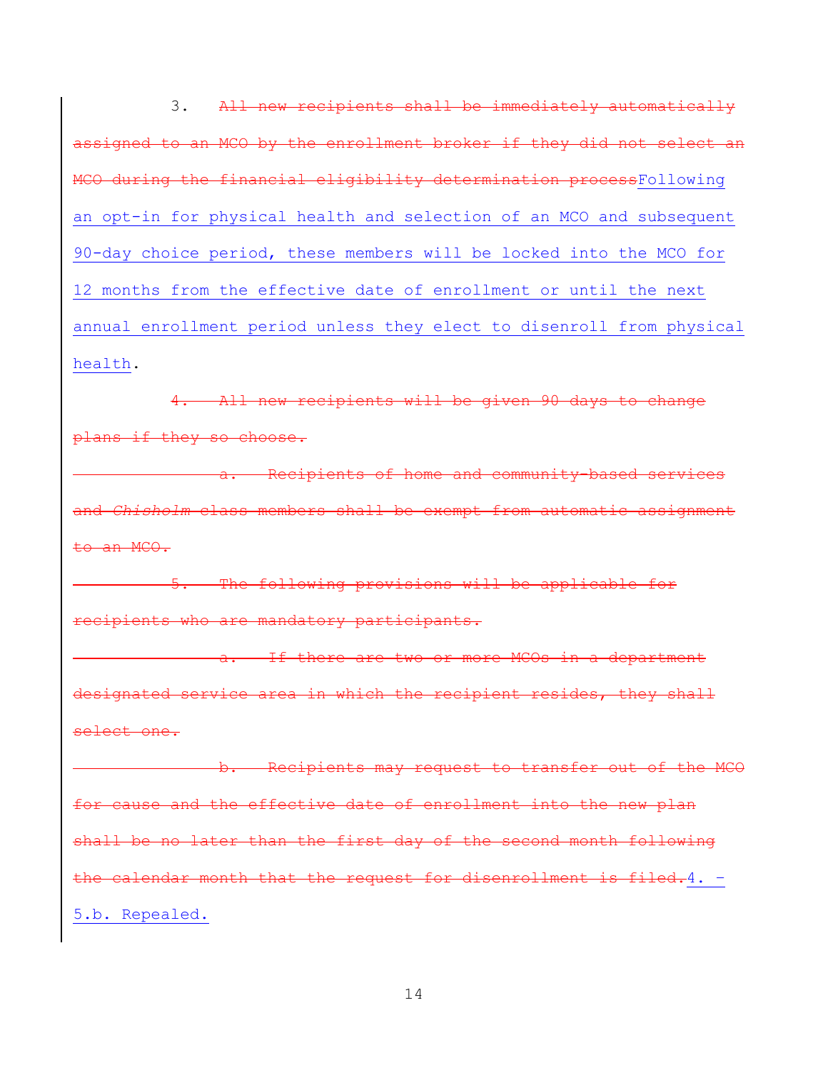3. ~~All new recipients shall be immediately automatically assigned to an MCO by the enrollment broker if they did not select an MCO during the financial eligibility determination process~~<u>Following an opt-in for physical health and selection of an MCO and subsequent 90-day choice period, these members will be locked into the MCO for 12 months from the effective date of enrollment or until the next annual enrollment period unless they elect to disenroll from physical health</u>.

~~4. All new recipients will be given 90 days to change plans if they so choose.~~

~~a. Recipients of home and community-based services and *Chisholm* class members shall be exempt from automatic assignment to an MCO.~~

~~5. The following provisions will be applicable for recipients who are mandatory participants.~~

~~a. If there are two or more MCOs in a department designated service area in which the recipient resides, they shall select one.~~

~~b. Recipients may request to transfer out of the MCO for cause and the effective date of enrollment into the new plan shall be no later than the first day of the second month following the calendar month that the request for disenrollment is filed.~~<u>4. - 5.b. Repealed.</u>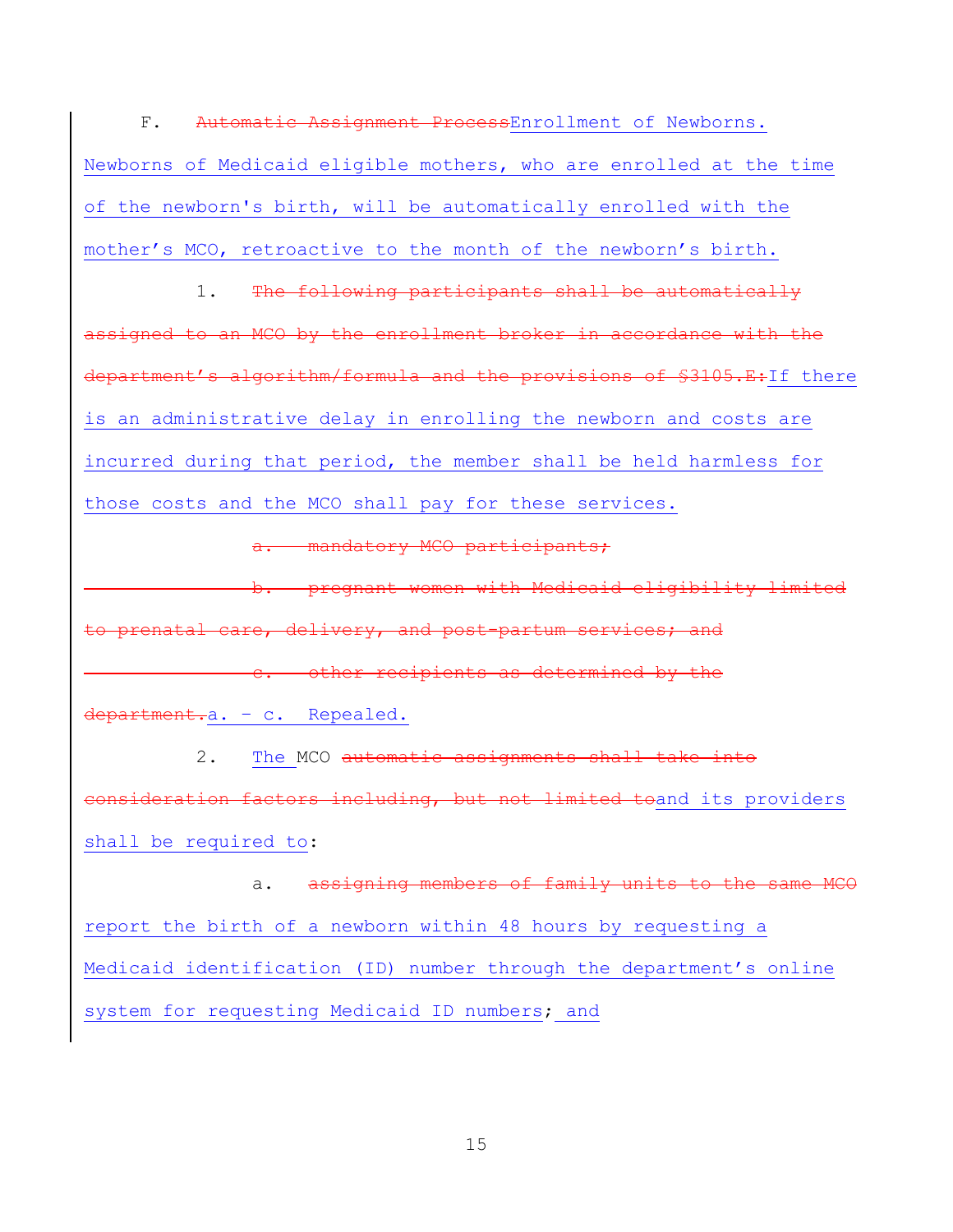F. ~~Automatic Assignment Process~~<u>Enrollment of Newborns. Newborns of Medicaid eligible mothers, who are enrolled at the time of the newborn's birth, will be automatically enrolled with the mother's MCO, retroactive to the month of the newborn's birth.</u>

1. ~~The following participants shall be automatically assigned to an MCO by the enrollment broker in accordance with the department's algorithm/formula and the provisions of §3105.E:~~<u>If there is an administrative delay in enrolling the newborn and costs are incurred during that period, the member shall be held harmless for those costs and the MCO shall pay for these services.</u>

~~a. mandatory MCO participants;~~

~~b. pregnant women with Medicaid eligibility limited to prenatal care, delivery, and post-partum services; and~~

~~c. other recipients as determined by the department.~~<u>a. – c. Repealed.</u>

2. <u>The</u> MCO ~~automatic assignments shall take into consideration factors including, but not limited to~~<u>and its providers shall be required to</u>:

a. ~~assigning members of family units to the same MCO~~ <u>report the birth of a newborn within 48 hours by requesting a Medicaid identification (ID) number through the department's online system for requesting Medicaid ID numbers</u>;<u> and</u>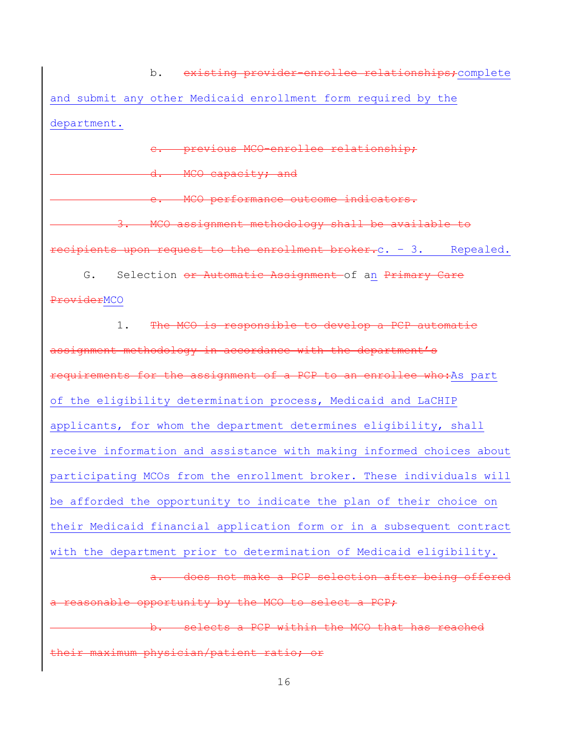b. ~~existing provider-enrollee relationships;~~complete and submit any other Medicaid enrollment form required by the department.

~~c. previous MCO-enrollee relationship;~~

~~d. MCO capacity; and~~

~~e. MCO performance outcome indicators.~~

~~3. MCO assignment methodology shall be available to recipients upon request to the enrollment broker.~~c. – 3. Repealed.

G. Selection ~~or Automatic Assignment~~ of an ~~Primary Care Provider~~MCO

1. ~~The MCO is responsible to develop a PCP automatic assignment methodology in accordance with the department's requirements for the assignment of a PCP to an enrollee who:~~As part of the eligibility determination process, Medicaid and LaCHIP applicants, for whom the department determines eligibility, shall receive information and assistance with making informed choices about participating MCOs from the enrollment broker. These individuals will be afforded the opportunity to indicate the plan of their choice on their Medicaid financial application form or in a subsequent contract with the department prior to determination of Medicaid eligibility.

~~a. does not make a PCP selection after being offered a reasonable opportunity by the MCO to select a PCP;~~

~~b. selects a PCP within the MCO that has reached their maximum physician/patient ratio; or~~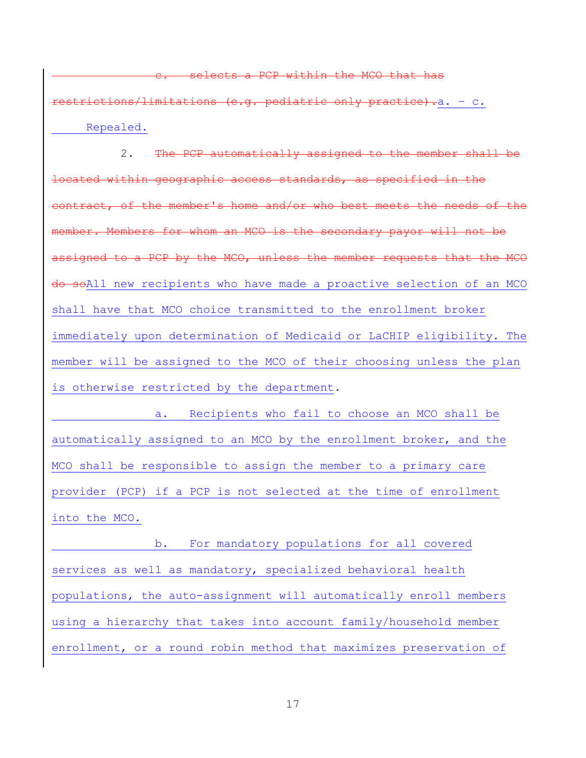~~c. selects a PCP within the MCO that has restrictions/limitations (e.g. pediatric only practice).~~a. - c. Repealed.

2. ~~The PCP automatically assigned to the member shall be located within geographic access standards, as specified in the contract, of the member's home and/or who best meets the needs of the member. Members for whom an MCO is the secondary payor will not be assigned to a PCP by the MCO, unless the member requests that the MCO do so~~All new recipients who have made a proactive selection of an MCO shall have that MCO choice transmitted to the enrollment broker immediately upon determination of Medicaid or LaCHIP eligibility. The member will be assigned to the MCO of their choosing unless the plan is otherwise restricted by the department.

a. Recipients who fail to choose an MCO shall be automatically assigned to an MCO by the enrollment broker, and the MCO shall be responsible to assign the member to a primary care provider (PCP) if a PCP is not selected at the time of enrollment into the MCO.

b. For mandatory populations for all covered services as well as mandatory, specialized behavioral health populations, the auto-assignment will automatically enroll members using a hierarchy that takes into account family/household member enrollment, or a round robin method that maximizes preservation of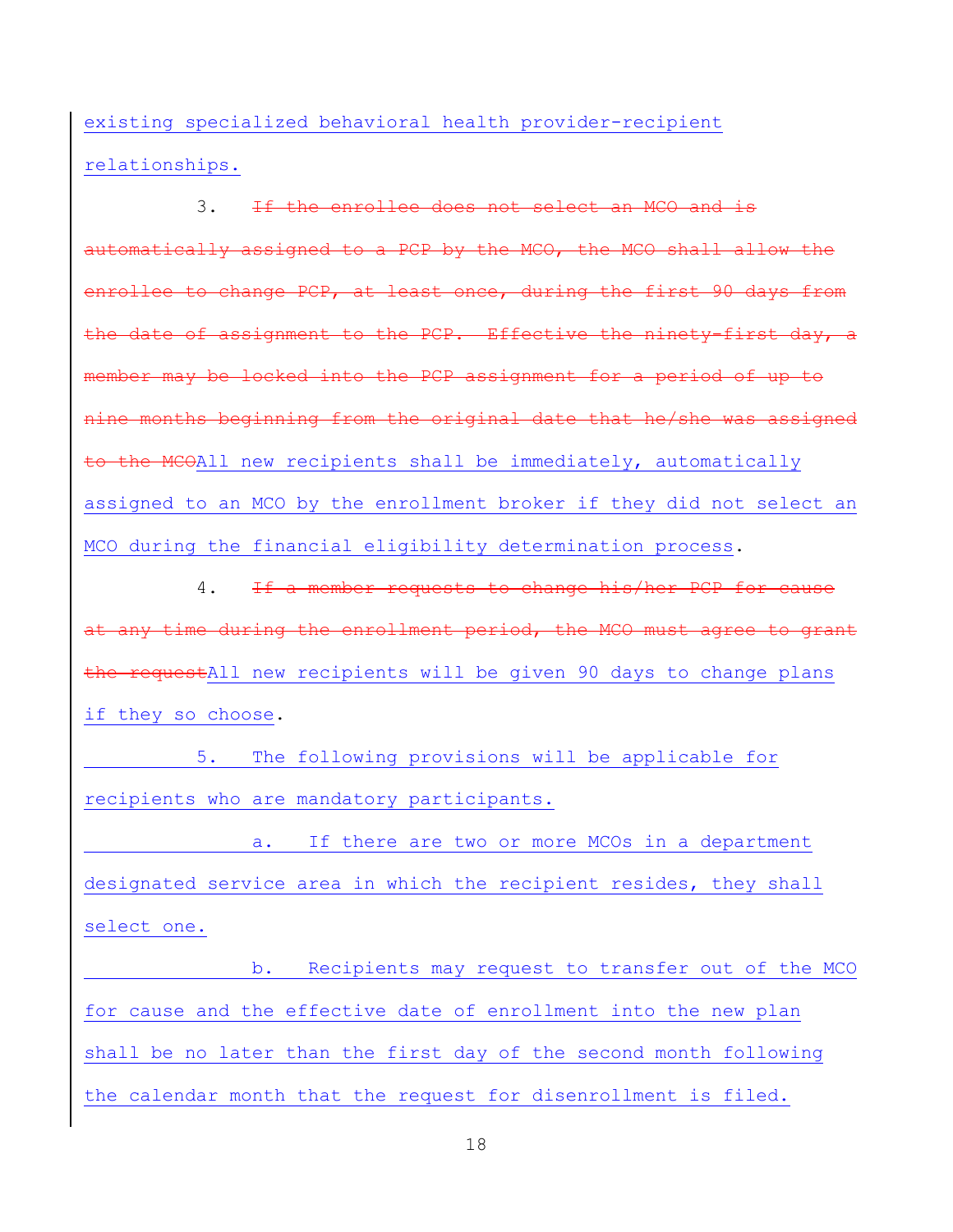existing specialized behavioral health provider-recipient relationships.

3. ~~If the enrollee does not select an MCO and is automatically assigned to a PCP by the MCO, the MCO shall allow the enrollee to change PCP, at least once, during the first 90 days from the date of assignment to the PCP. Effective the ninety-first day, a member may be locked into the PCP assignment for a period of up to nine months beginning from the original date that he/she was assigned to the MCO~~All new recipients shall be immediately, automatically assigned to an MCO by the enrollment broker if they did not select an MCO during the financial eligibility determination process.

4. ~~If a member requests to change his/her PCP for cause at any time during the enrollment period, the MCO must agree to grant the request~~All new recipients will be given 90 days to change plans if they so choose.

5. The following provisions will be applicable for recipients who are mandatory participants.

a. If there are two or more MCOs in a department designated service area in which the recipient resides, they shall select one.

b. Recipients may request to transfer out of the MCO for cause and the effective date of enrollment into the new plan shall be no later than the first day of the second month following the calendar month that the request for disenrollment is filed.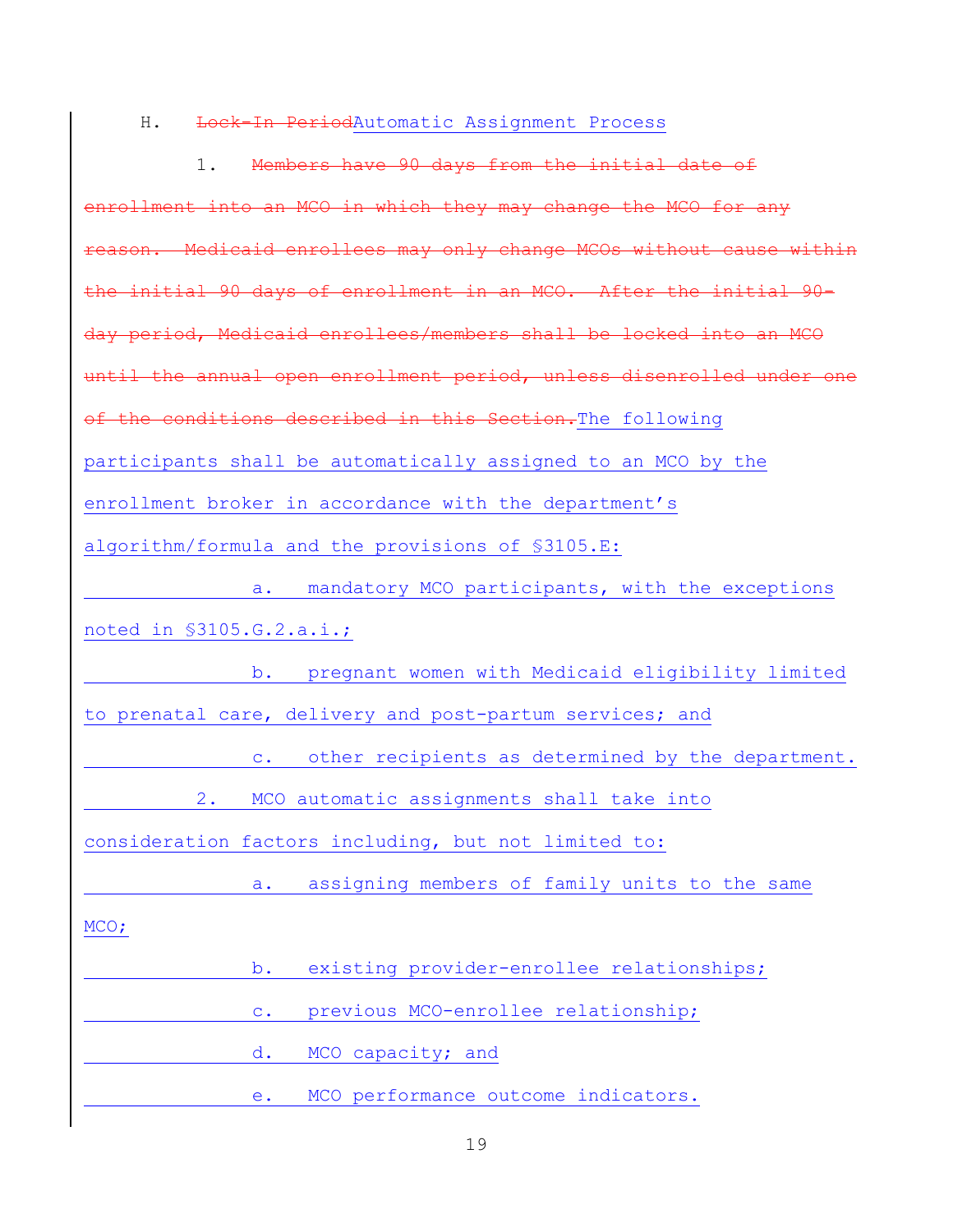H. ~~Lock-In Period~~<u>Automatic Assignment Process</u>

1. ~~Members have 90 days from the initial date of enrollment into an MCO in which they may change the MCO for any reason. Medicaid enrollees may only change MCOs without cause within the initial 90 days of enrollment in an MCO. After the initial 90-day period, Medicaid enrollees/members shall be locked into an MCO until the annual open enrollment period, unless disenrolled under one of the conditions described in this Section.~~<u>The following participants shall be automatically assigned to an MCO by the enrollment broker in accordance with the department's algorithm/formula and the provisions of §3105.E:</u>

<u>a. mandatory MCO participants, with the exceptions noted in §3105.G.2.a.i.;</u>

<u>b. pregnant women with Medicaid eligibility limited to prenatal care, delivery and post-partum services; and</u>

<u>c. other recipients as determined by the department.</u>

<u>2. MCO automatic assignments shall take into consideration factors including, but not limited to:</u>

<u>a. assigning members of family units to the same MCO;</u>

<u>b. existing provider-enrollee relationships;</u>

<u>c. previous MCO-enrollee relationship;</u>

<u>d. MCO capacity; and</u>

<u>e. MCO performance outcome indicators.</u>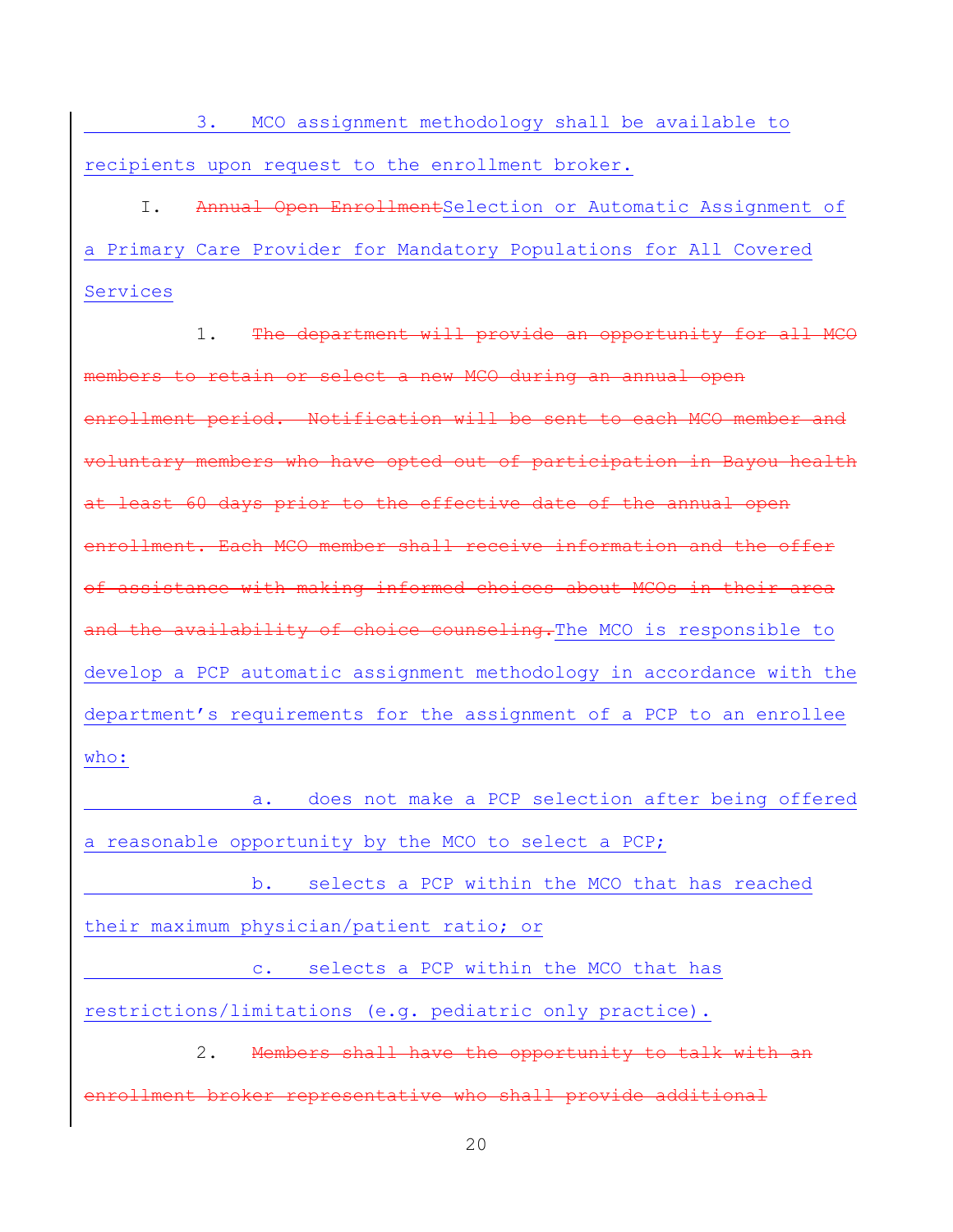3. MCO assignment methodology shall be available to recipients upon request to the enrollment broker.

I. ~~Annual Open Enrollment~~Selection or Automatic Assignment of a Primary Care Provider for Mandatory Populations for All Covered Services

1. ~~The department will provide an opportunity for all MCO members to retain or select a new MCO during an annual open enrollment period. Notification will be sent to each MCO member and voluntary members who have opted out of participation in Bayou health at least 60 days prior to the effective date of the annual open enrollment. Each MCO member shall receive information and the offer of assistance with making informed choices about MCOs in their area and the availability of choice counseling.~~The MCO is responsible to develop a PCP automatic assignment methodology in accordance with the department's requirements for the assignment of a PCP to an enrollee who:

a. does not make a PCP selection after being offered a reasonable opportunity by the MCO to select a PCP;

b. selects a PCP within the MCO that has reached their maximum physician/patient ratio; or

c. selects a PCP within the MCO that has restrictions/limitations (e.g. pediatric only practice).

2. ~~Members shall have the opportunity to talk with an enrollment broker representative who shall provide additional~~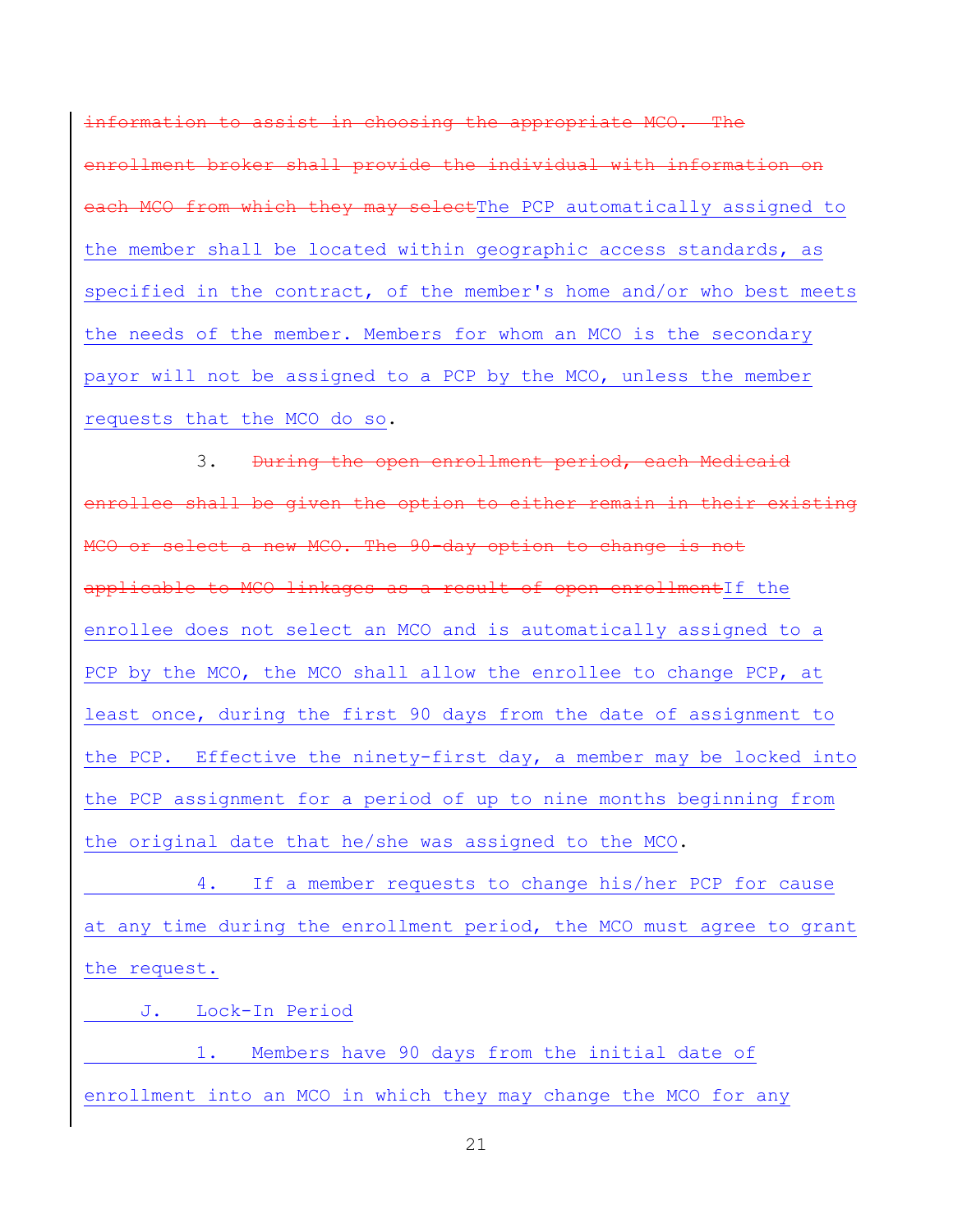~~information to assist in choosing the appropriate MCO. The enrollment broker shall provide the individual with information on each MCO from which they may select~~The PCP automatically assigned to the member shall be located within geographic access standards, as specified in the contract, of the member's home and/or who best meets the needs of the member. Members for whom an MCO is the secondary payor will not be assigned to a PCP by the MCO, unless the member requests that the MCO do so.

3. ~~During the open enrollment period, each Medicaid enrollee shall be given the option to either remain in their existing MCO or select a new MCO. The 90-day option to change is not applicable to MCO linkages as a result of open enrollment~~If the enrollee does not select an MCO and is automatically assigned to a PCP by the MCO, the MCO shall allow the enrollee to change PCP, at least once, during the first 90 days from the date of assignment to the PCP. Effective the ninety-first day, a member may be locked into the PCP assignment for a period of up to nine months beginning from the original date that he/she was assigned to the MCO.

4. If a member requests to change his/her PCP for cause at any time during the enrollment period, the MCO must agree to grant the request.

J. Lock-In Period

1. Members have 90 days from the initial date of enrollment into an MCO in which they may change the MCO for any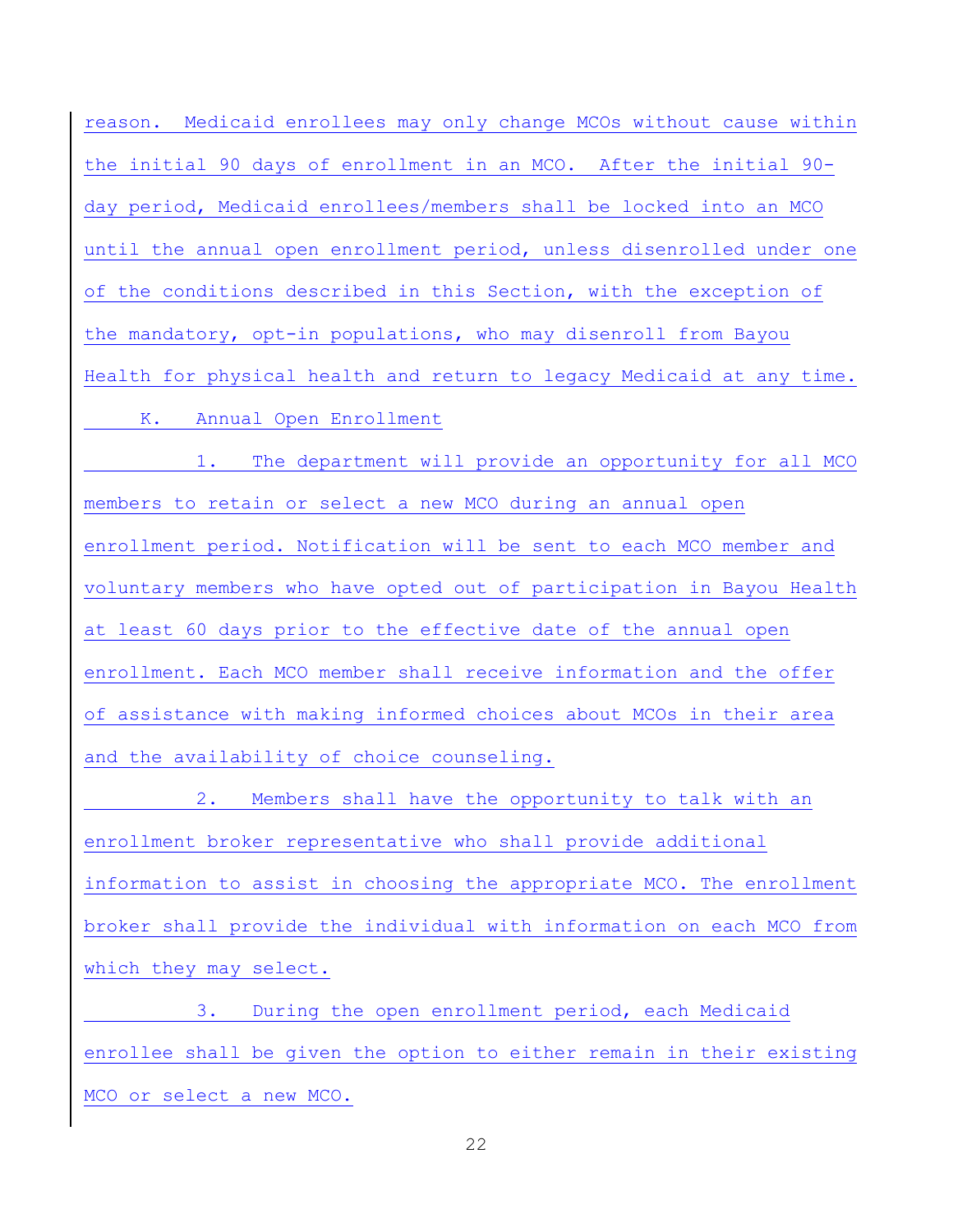reason. Medicaid enrollees may only change MCOs without cause within the initial 90 days of enrollment in an MCO. After the initial 90-day period, Medicaid enrollees/members shall be locked into an MCO until the annual open enrollment period, unless disenrolled under one of the conditions described in this Section, with the exception of the mandatory, opt-in populations, who may disenroll from Bayou Health for physical health and return to legacy Medicaid at any time.

K. Annual Open Enrollment

1. The department will provide an opportunity for all MCO members to retain or select a new MCO during an annual open enrollment period. Notification will be sent to each MCO member and voluntary members who have opted out of participation in Bayou Health at least 60 days prior to the effective date of the annual open enrollment. Each MCO member shall receive information and the offer of assistance with making informed choices about MCOs in their area and the availability of choice counseling.

2. Members shall have the opportunity to talk with an enrollment broker representative who shall provide additional information to assist in choosing the appropriate MCO. The enrollment broker shall provide the individual with information on each MCO from which they may select.

3. During the open enrollment period, each Medicaid enrollee shall be given the option to either remain in their existing MCO or select a new MCO.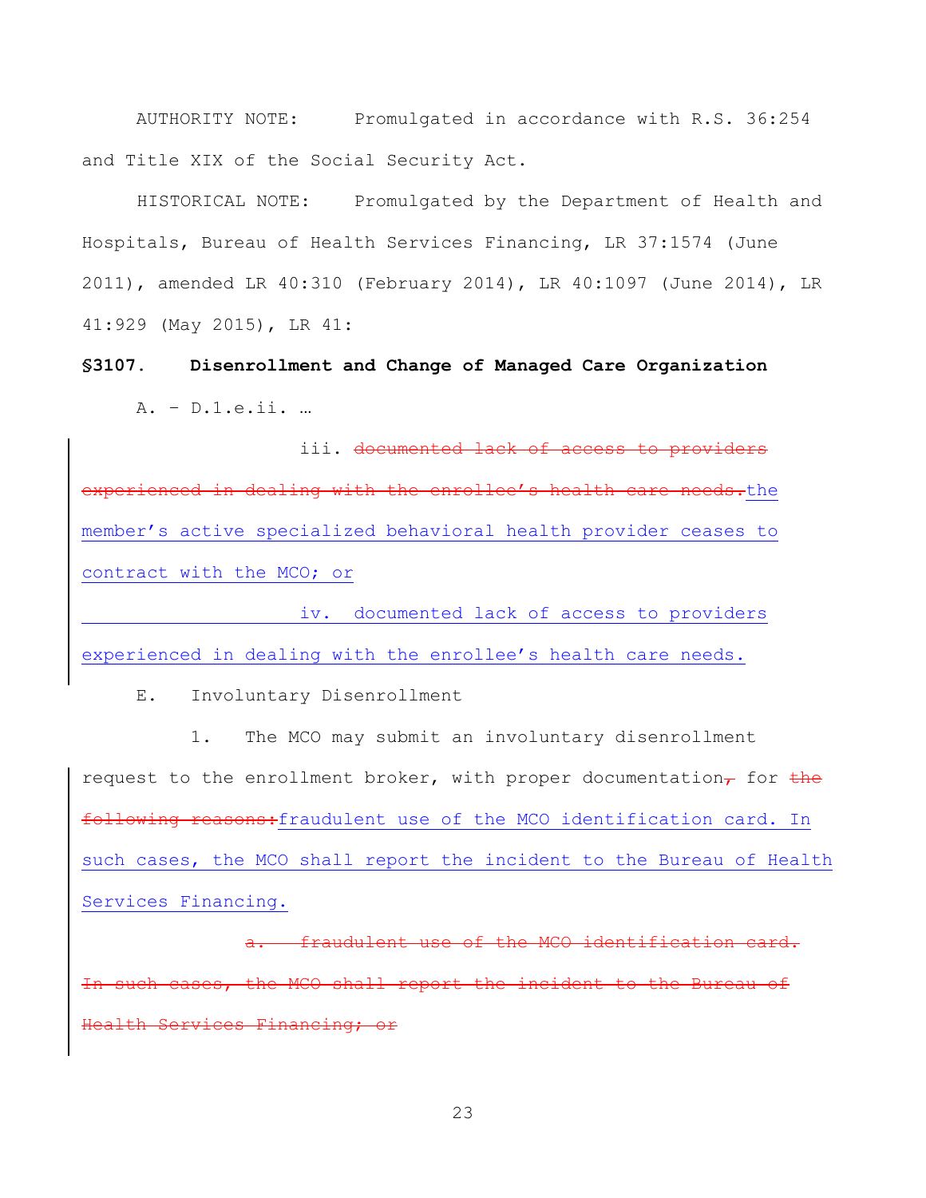AUTHORITY NOTE: Promulgated in accordance with R.S. 36:254 and Title XIX of the Social Security Act.

HISTORICAL NOTE: Promulgated by the Department of Health and Hospitals, Bureau of Health Services Financing, LR 37:1574 (June 2011), amended LR 40:310 (February 2014), LR 40:1097 (June 2014), LR 41:929 (May 2015), LR 41:

**§3107. Disenrollment and Change of Managed Care Organization**

A. - D.1.e.ii. …

iii. ~~documented lack of access to providers experienced in dealing with the enrollee's health care needs.~~the member's active specialized behavioral health provider ceases to contract with the MCO; or

iv. documented lack of access to providers experienced in dealing with the enrollee's health care needs.

E. Involuntary Disenrollment

1. The MCO may submit an involuntary disenrollment request to the enrollment broker, with proper documentation~~,~~ for ~~the following reasons:~~fraudulent use of the MCO identification card. In such cases, the MCO shall report the incident to the Bureau of Health Services Financing.

~~a. fraudulent use of the MCO identification card. In such cases, the MCO shall report the incident to the Bureau of Health Services Financing; or~~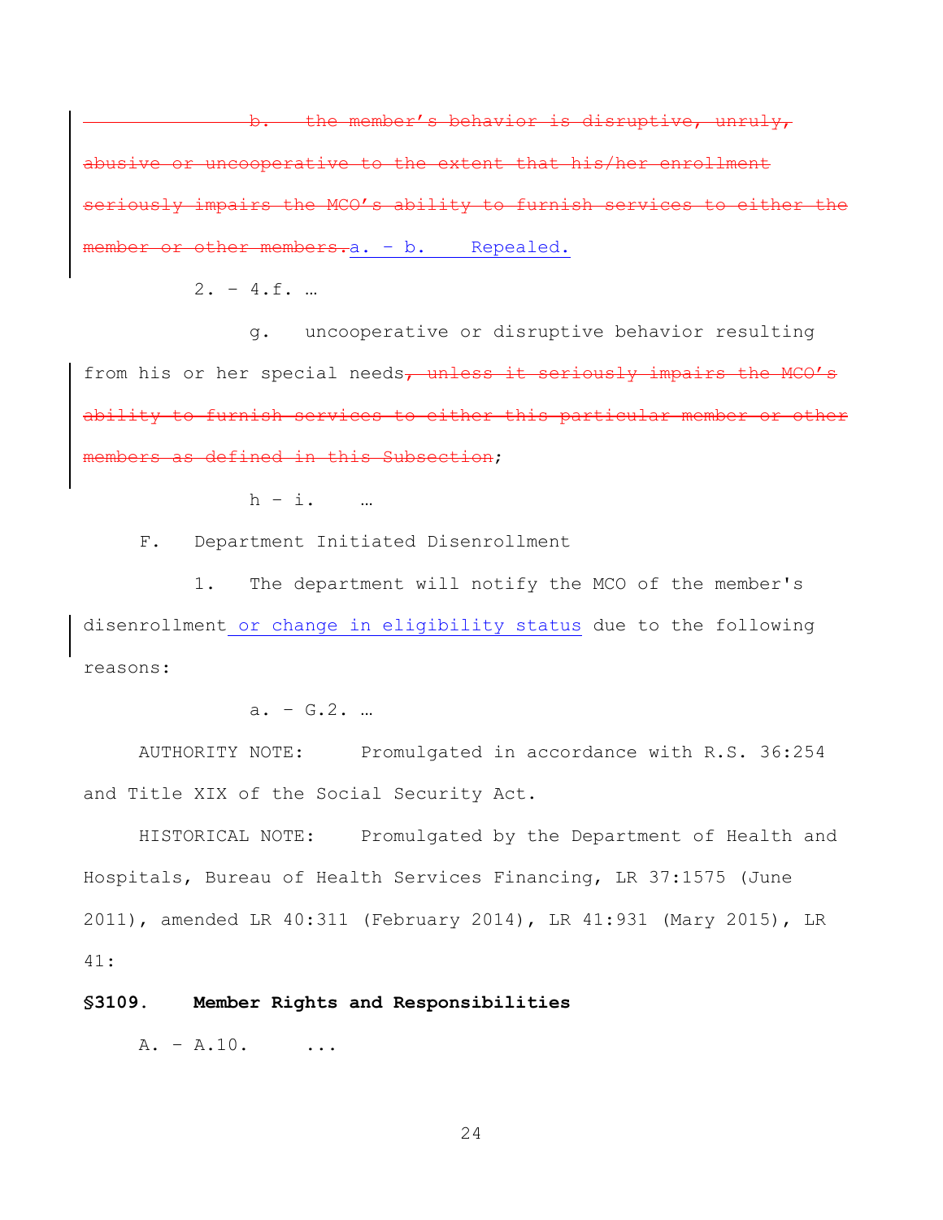~~b. the member's behavior is disruptive, unruly, abusive or uncooperative to the extent that his/her enrollment seriously impairs the MCO's ability to furnish services to either the member or other members.~~a. – b. Repealed.

2. – 4.f. …

g. uncooperative or disruptive behavior resulting from his or her special needs~~, unless it seriously impairs the MCO's ability to furnish services to either this particular member or other members as defined in this Subsection~~;

h – i. …

F. Department Initiated Disenrollment

1. The department will notify the MCO of the member's disenrollment or change in eligibility status due to the following reasons:

a. – G.2. …

AUTHORITY NOTE: Promulgated in accordance with R.S. 36:254 and Title XIX of the Social Security Act.

HISTORICAL NOTE: Promulgated by the Department of Health and Hospitals, Bureau of Health Services Financing, LR 37:1575 (June 2011), amended LR 40:311 (February 2014), LR 41:931 (Mary 2015), LR 41:

**§3109. Member Rights and Responsibilities**

A. – A.10. ...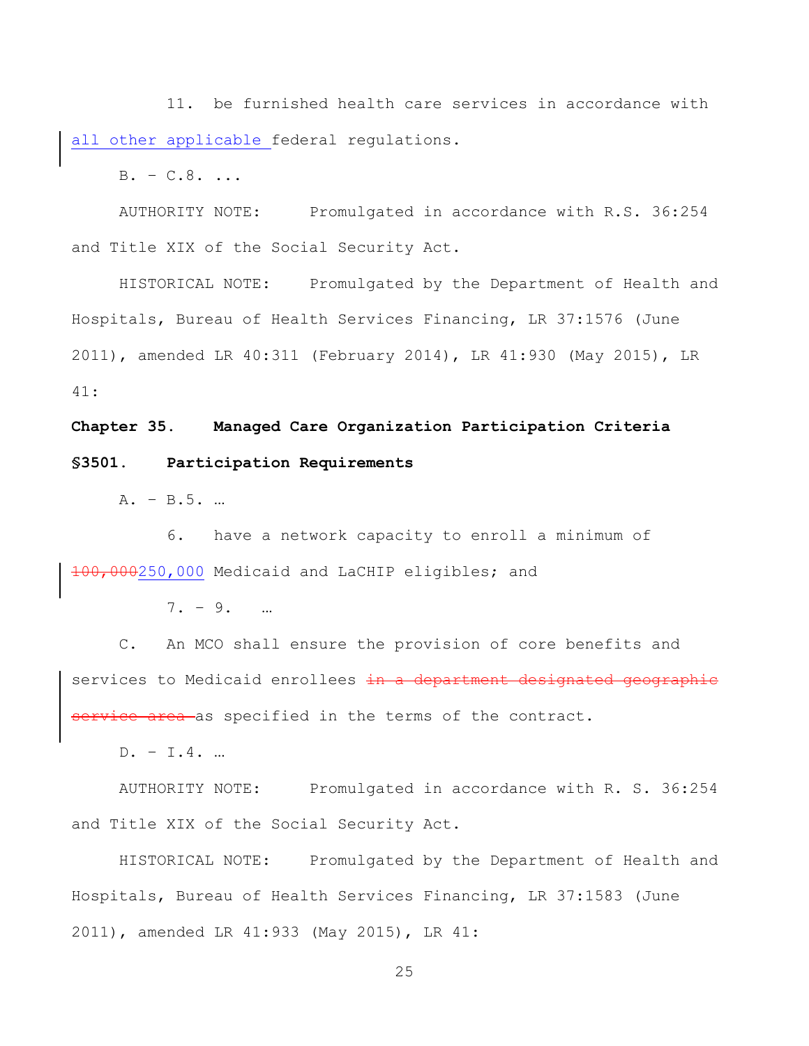11. be furnished health care services in accordance with all other applicable federal regulations.

B. – C.8. ...

AUTHORITY NOTE: Promulgated in accordance with R.S. 36:254 and Title XIX of the Social Security Act.

HISTORICAL NOTE: Promulgated by the Department of Health and Hospitals, Bureau of Health Services Financing, LR 37:1576 (June 2011), amended LR 40:311 (February 2014), LR 41:930 (May 2015), LR 41:

**Chapter 35. Managed Care Organization Participation Criteria**

**§3501. Participation Requirements**

A. – B.5. …

6. have a network capacity to enroll a minimum of ~~100,000~~250,000 Medicaid and LaCHIP eligibles; and

7. – 9. …

C. An MCO shall ensure the provision of core benefits and services to Medicaid enrollees ~~in a department designated geographic service area~~ as specified in the terms of the contract.

D. – I.4. …

AUTHORITY NOTE: Promulgated in accordance with R. S. 36:254 and Title XIX of the Social Security Act.

HISTORICAL NOTE: Promulgated by the Department of Health and Hospitals, Bureau of Health Services Financing, LR 37:1583 (June 2011), amended LR 41:933 (May 2015), LR 41: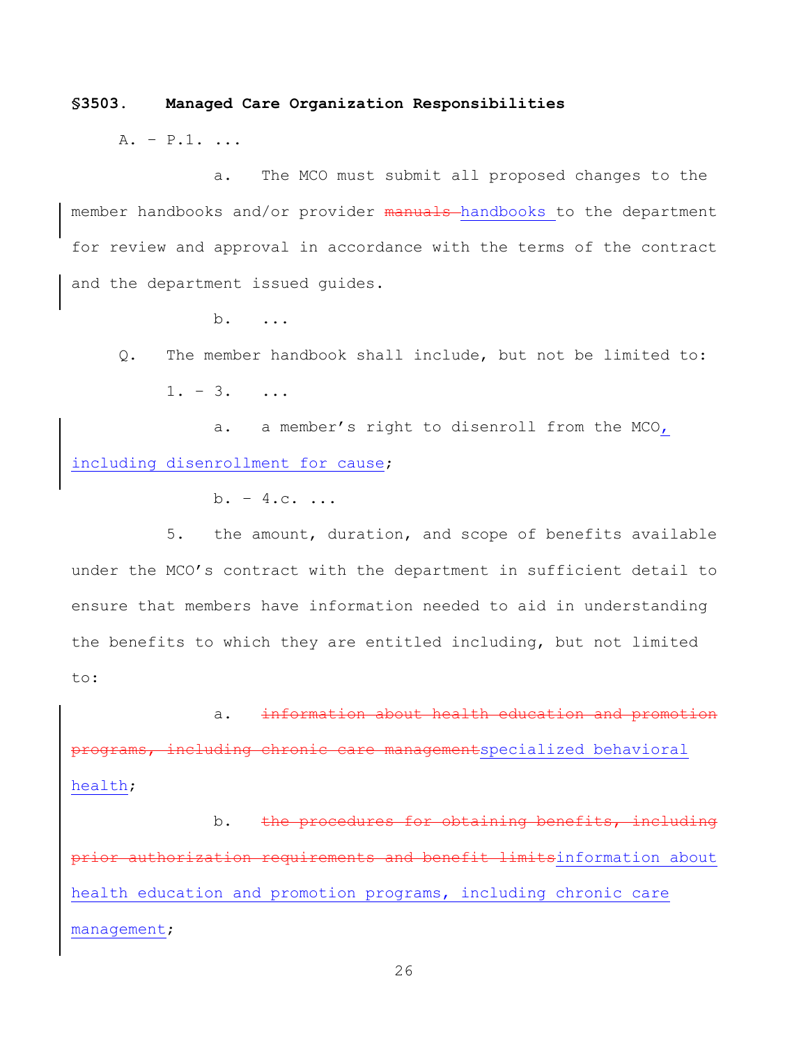**§3503. Managed Care Organization Responsibilities**

A. – P.1. ...

a. The MCO must submit all proposed changes to the member handbooks and/or provider ~~manuals~~ <u>handbooks</u> to the department for review and approval in accordance with the terms of the contract and the department issued guides.

b. ...

Q. The member handbook shall include, but not be limited to:

1. – 3. ...

a. a member's right to disenroll from the MCO<u>, including disenrollment for cause</u>;

b. – 4.c. ...

5. the amount, duration, and scope of benefits available under the MCO's contract with the department in sufficient detail to ensure that members have information needed to aid in understanding the benefits to which they are entitled including, but not limited to:

a. ~~information about health education and promotion programs, including chronic care management~~<u>specialized behavioral health</u>;

b. ~~the procedures for obtaining benefits, including prior authorization requirements and benefit limits~~<u>information about health education and promotion programs, including chronic care management</u>;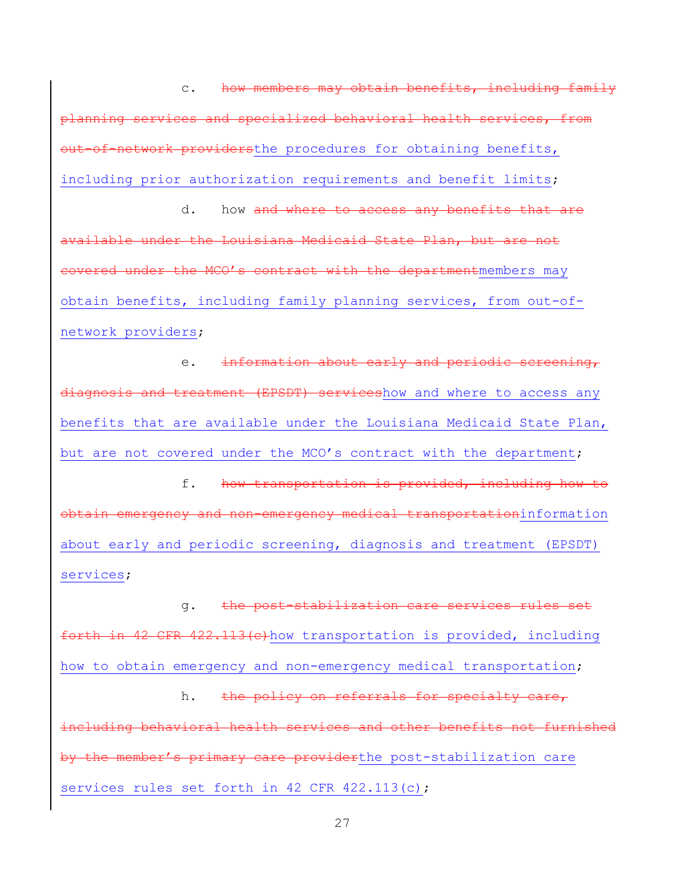c. ~~how members may obtain benefits, including family planning services and specialized behavioral health services, from out-of-network providers~~the procedures for obtaining benefits, including prior authorization requirements and benefit limits;

d. how ~~and where to access any benefits that are available under the Louisiana Medicaid State Plan, but are not covered under the MCO's contract with the department~~members may obtain benefits, including family planning services, from out-of-network providers;

e. ~~information about early and periodic screening, diagnosis and treatment (EPSDT) services~~how and where to access any benefits that are available under the Louisiana Medicaid State Plan, but are not covered under the MCO's contract with the department;

f. ~~how transportation is provided, including how to obtain emergency and non-emergency medical transportation~~information about early and periodic screening, diagnosis and treatment (EPSDT) services;

g. ~~the post-stabilization care services rules set forth in 42 CFR 422.113(c)~~how transportation is provided, including how to obtain emergency and non-emergency medical transportation;

h. ~~the policy on referrals for specialty care, including behavioral health services and other benefits not furnished by the member's primary care provider~~the post-stabilization care services rules set forth in 42 CFR 422.113(c);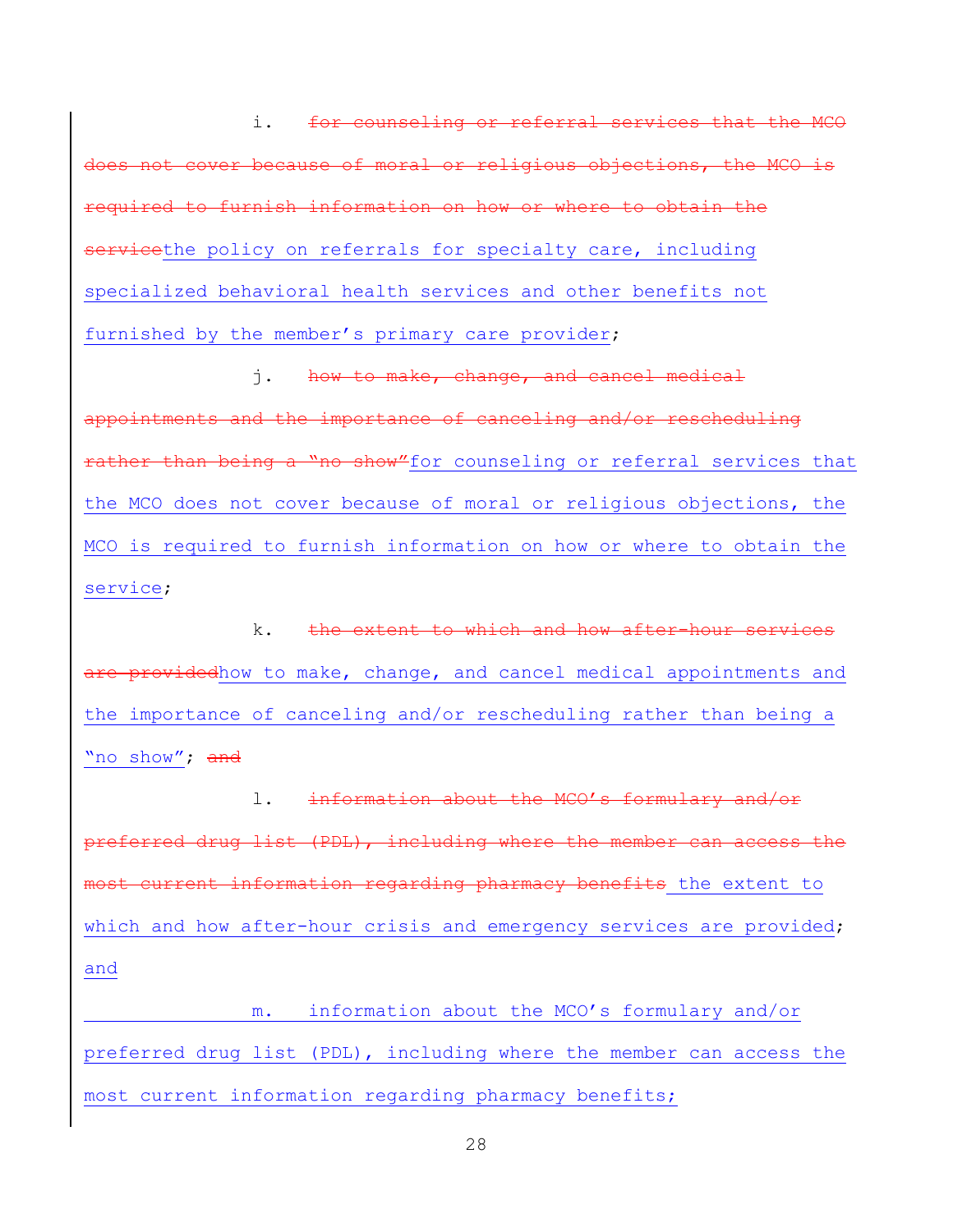i. ~~for counseling or referral services that the MCO does not cover because of moral or religious objections, the MCO is required to furnish information on how or where to obtain the service~~<u>the policy on referrals for specialty care, including specialized behavioral health services and other benefits not furnished by the member's primary care provider</u>;

j. ~~how to make, change, and cancel medical appointments and the importance of canceling and/or rescheduling rather than being a "no show"~~<u>for counseling or referral services that the MCO does not cover because of moral or religious objections, the MCO is required to furnish information on how or where to obtain the service</u>;

k. ~~the extent to which and how after-hour services are provided~~<u>how to make, change, and cancel medical appointments and the importance of canceling and/or rescheduling rather than being a "no show"</u>; ~~and~~

l. ~~information about the MCO's formulary and/or preferred drug list (PDL), including where the member can access the most current information regarding pharmacy benefits~~<u>the extent to which and how after-hour crisis and emergency services are provided</u>; <u>and</u>

<u>m. information about the MCO's formulary and/or preferred drug list (PDL), including where the member can access the most current information regarding pharmacy benefits;</u>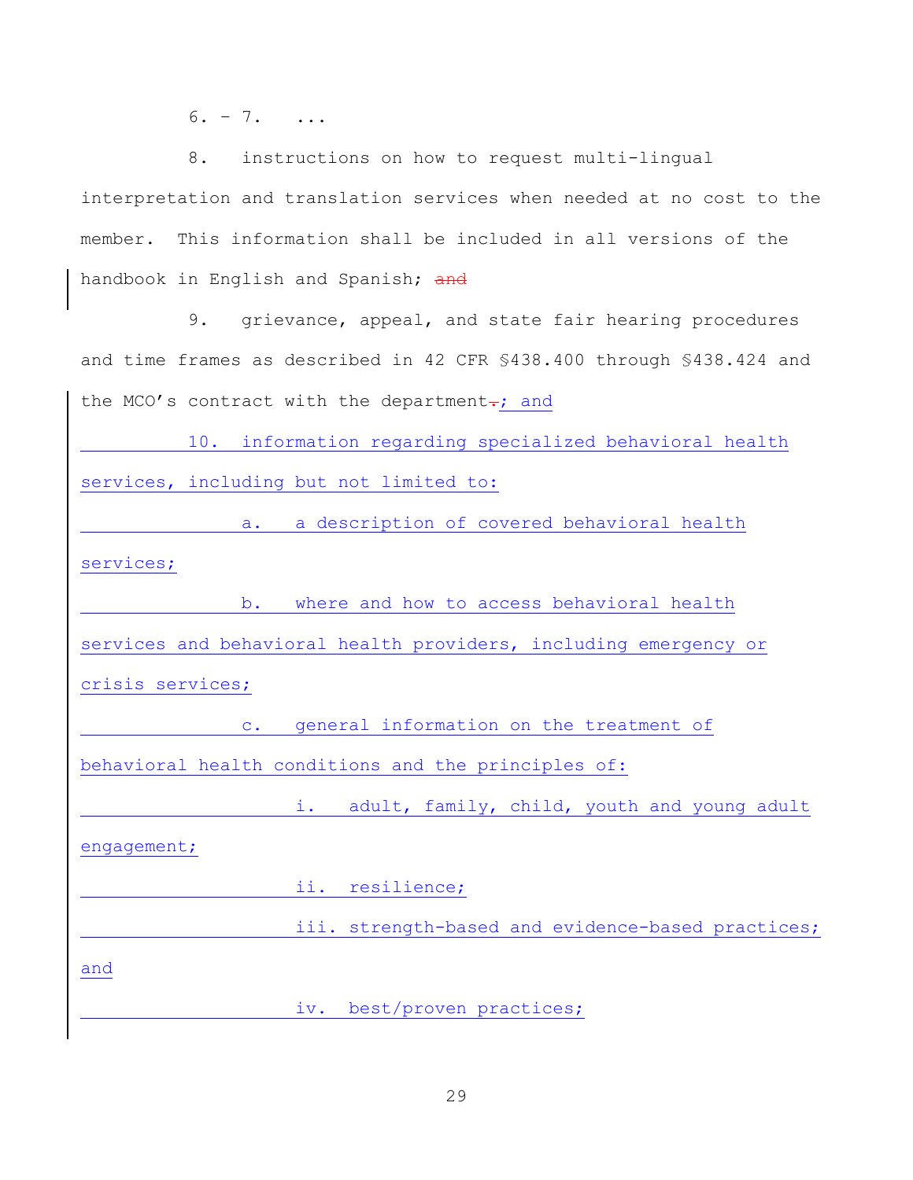6. – 7. ...

8. instructions on how to request multi-lingual interpretation and translation services when needed at no cost to the member. This information shall be included in all versions of the handbook in English and Spanish; ~~and~~

9. grievance, appeal, and state fair hearing procedures and time frames as described in 42 CFR §438.400 through §438.424 and the MCO's contract with the department~~.~~; and

10. information regarding specialized behavioral health services, including but not limited to:

a. a description of covered behavioral health services;

b. where and how to access behavioral health services and behavioral health providers, including emergency or crisis services;

c. general information on the treatment of behavioral health conditions and the principles of:

i. adult, family, child, youth and young adult engagement;

ii. resilience;

iii. strength-based and evidence-based practices; and

iv. best/proven practices;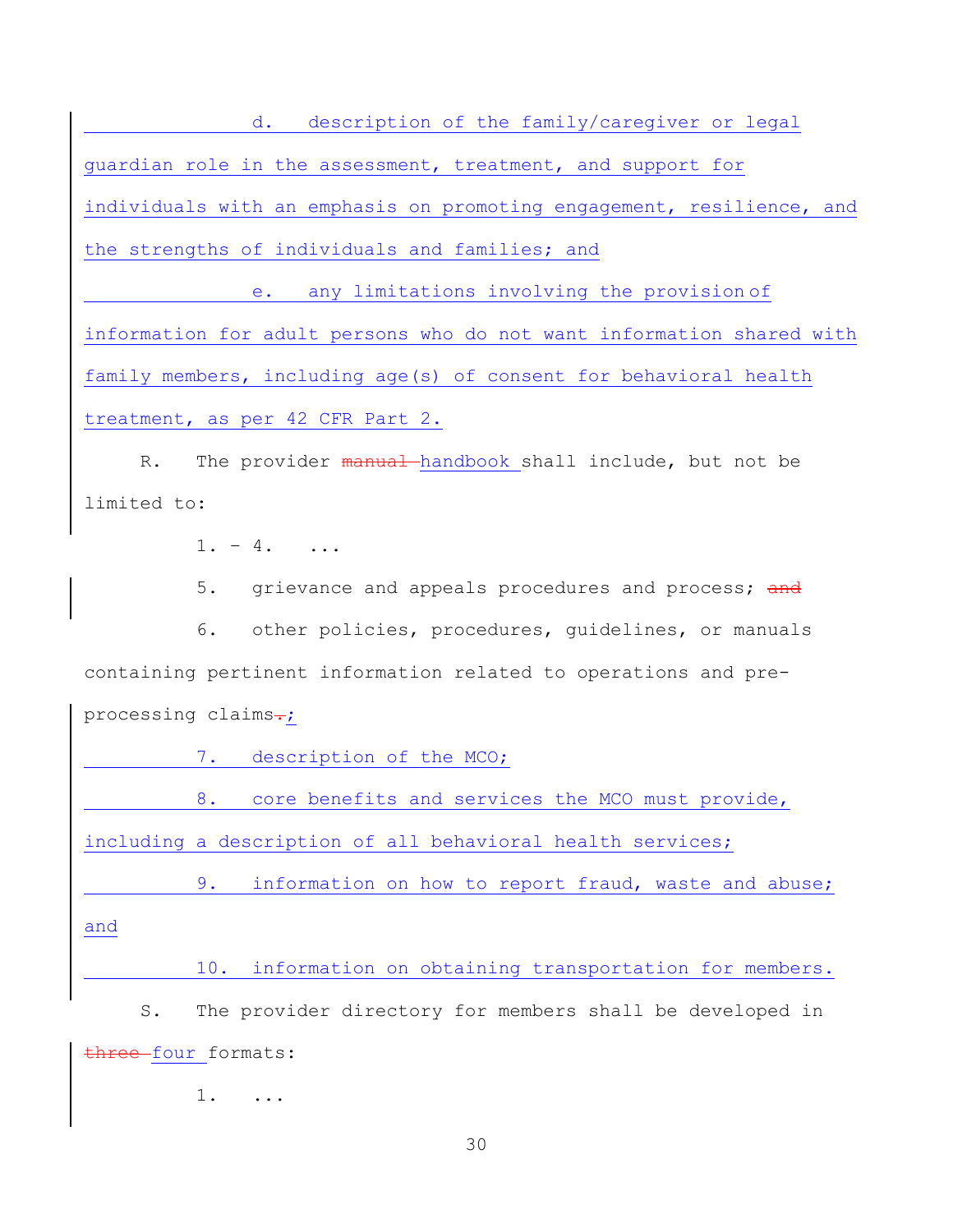d. description of the family/caregiver or legal guardian role in the assessment, treatment, and support for individuals with an emphasis on promoting engagement, resilience, and the strengths of individuals and families; and

e. any limitations involving the provision of information for adult persons who do not want information shared with family members, including age(s) of consent for behavioral health treatment, as per 42 CFR Part 2.

R. The provider ~~manual~~ handbook shall include, but not be limited to:

1. – 4. ...

5. grievance and appeals procedures and process; ~~and~~

6. other policies, procedures, guidelines, or manuals containing pertinent information related to operations and pre-processing claims~~.~~;

7. description of the MCO;

8. core benefits and services the MCO must provide, including a description of all behavioral health services;

9. information on how to report fraud, waste and abuse; and

10. information on obtaining transportation for members.

S. The provider directory for members shall be developed in ~~three~~ four formats:

1. ...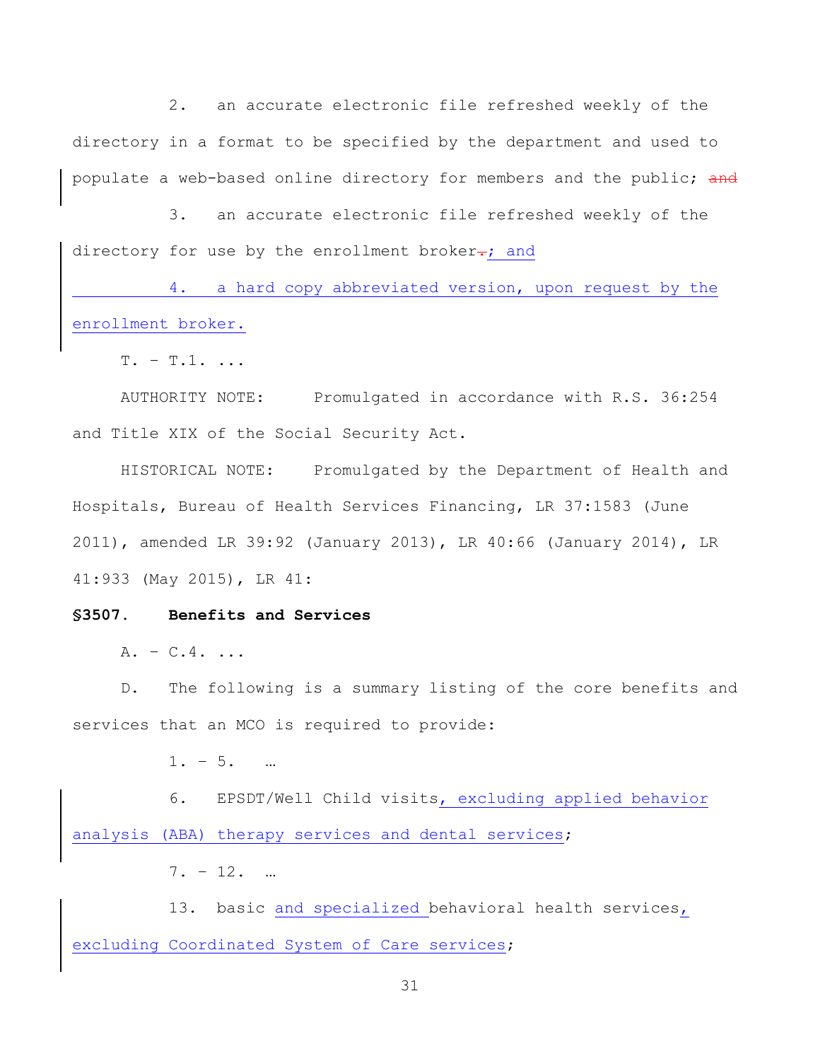2. an accurate electronic file refreshed weekly of the directory in a format to be specified by the department and used to populate a web-based online directory for members and the public; ~~and~~

3. an accurate electronic file refreshed weekly of the directory for use by the enrollment broker~~.~~; and

4. a hard copy abbreviated version, upon request by the enrollment broker.

T. – T.1. ...

AUTHORITY NOTE: Promulgated in accordance with R.S. 36:254 and Title XIX of the Social Security Act.

HISTORICAL NOTE: Promulgated by the Department of Health and Hospitals, Bureau of Health Services Financing, LR 37:1583 (June 2011), amended LR 39:92 (January 2013), LR 40:66 (January 2014), LR 41:933 (May 2015), LR 41:

**§3507. Benefits and Services**

A. – C.4. ...

D. The following is a summary listing of the core benefits and services that an MCO is required to provide:

1. – 5. …

6. EPSDT/Well Child visits, excluding applied behavior analysis (ABA) therapy services and dental services;

7. – 12. …

13. basic and specialized behavioral health services, excluding Coordinated System of Care services;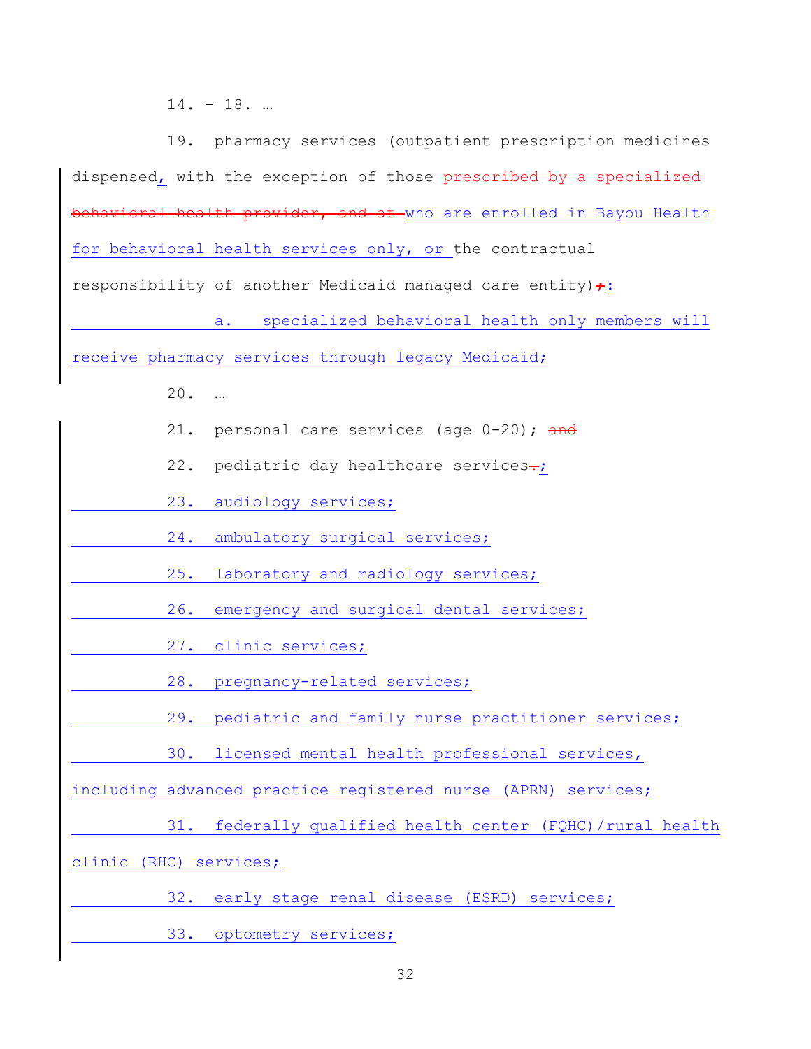14. – 18. …

19. pharmacy services (outpatient prescription medicines dispensed, with the exception of those ~~prescribed by a specialized behavioral health provider, and at~~ who are enrolled in Bayou Health for behavioral health services only, or the contractual responsibility of another Medicaid managed care entity)~~;~~:

a. specialized behavioral health only members will receive pharmacy services through legacy Medicaid;

20. …

21. personal care services (age 0-20); ~~and~~

22. pediatric day healthcare services~~.~~;

23. audiology services;

24. ambulatory surgical services;

25. laboratory and radiology services;

26. emergency and surgical dental services;

27. clinic services;

28. pregnancy-related services;

29. pediatric and family nurse practitioner services;

30. licensed mental health professional services, including advanced practice registered nurse (APRN) services;

31. federally qualified health center (FQHC)/rural health clinic (RHC) services;

32. early stage renal disease (ESRD) services;

33. optometry services;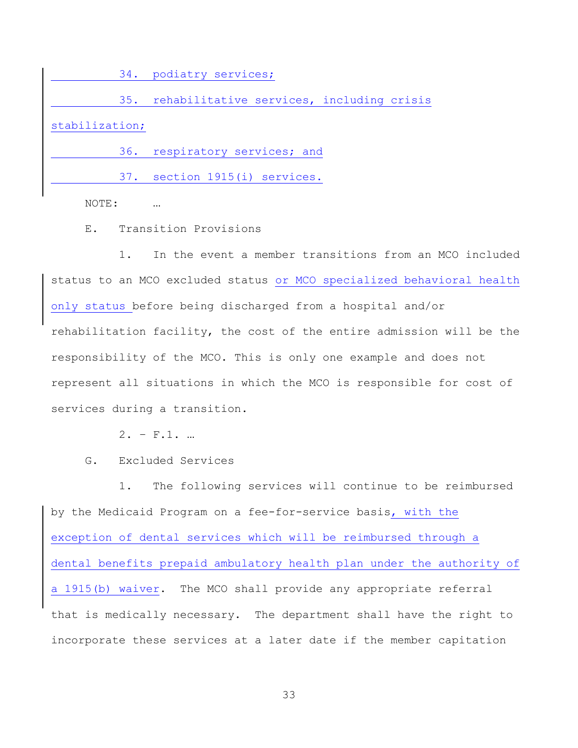34. podiatry services;

35. rehabilitative services, including crisis stabilization;

36. respiratory services; and

37. section 1915(i) services.

NOTE: …

E. Transition Provisions

1. In the event a member transitions from an MCO included status to an MCO excluded status or MCO specialized behavioral health only status before being discharged from a hospital and/or rehabilitation facility, the cost of the entire admission will be the responsibility of the MCO. This is only one example and does not represent all situations in which the MCO is responsible for cost of services during a transition.

2. - F.1. …

G. Excluded Services

1. The following services will continue to be reimbursed by the Medicaid Program on a fee-for-service basis, with the exception of dental services which will be reimbursed through a dental benefits prepaid ambulatory health plan under the authority of a 1915(b) waiver. The MCO shall provide any appropriate referral that is medically necessary. The department shall have the right to incorporate these services at a later date if the member capitation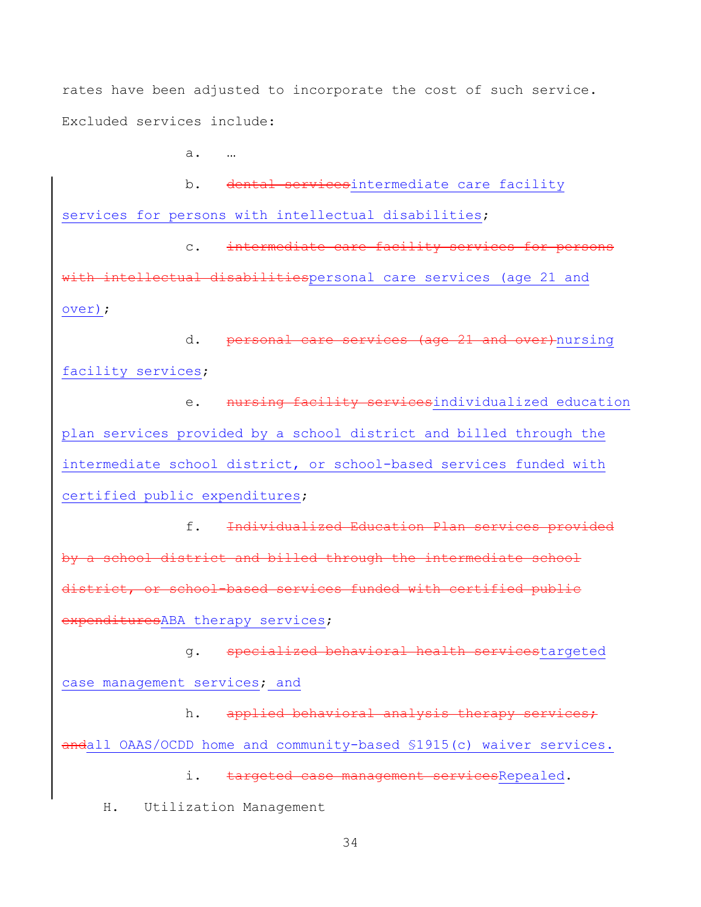rates have been adjusted to incorporate the cost of such service. Excluded services include:

a. …

b. ~~dental services~~intermediate care facility services for persons with intellectual disabilities;

c. ~~intermediate care facility services for persons with intellectual disabilities~~personal care services (age 21 and over);

d. ~~personal care services (age 21 and over)~~nursing facility services;

e. ~~nursing facility services~~individualized education plan services provided by a school district and billed through the intermediate school district, or school-based services funded with certified public expenditures;

f. ~~Individualized Education Plan services provided by a school district and billed through the intermediate school district, or school-based services funded with certified public expenditures~~ABA therapy services;

g. ~~specialized behavioral health services~~targeted case management services; and

h. ~~applied behavioral analysis therapy services; and~~all OAAS/OCDD home and community-based §1915(c) waiver services.

i. ~~targeted case management services~~Repealed.

H. Utilization Management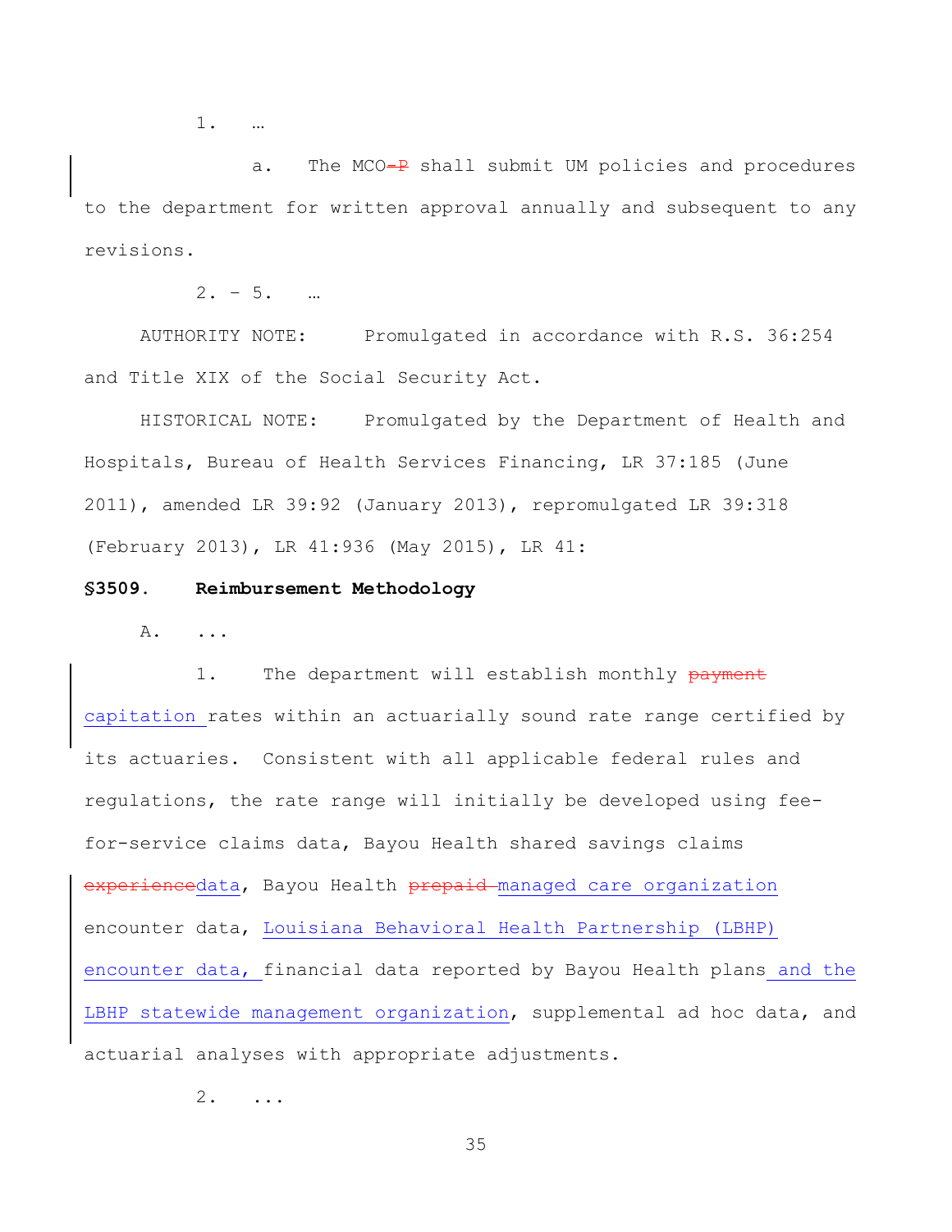1. …

a. The MCO-P shall submit UM policies and procedures to the department for written approval annually and subsequent to any revisions.

2. – 5. …

AUTHORITY NOTE: Promulgated in accordance with R.S. 36:254 and Title XIX of the Social Security Act.

HISTORICAL NOTE: Promulgated by the Department of Health and Hospitals, Bureau of Health Services Financing, LR 37:185 (June 2011), amended LR 39:92 (January 2013), repromulgated LR 39:318 (February 2013), LR 41:936 (May 2015), LR 41:

**§3509. Reimbursement Methodology**

A. ...

1. The department will establish monthly ~~payment~~ capitation rates within an actuarially sound rate range certified by its actuaries. Consistent with all applicable federal rules and regulations, the rate range will initially be developed using fee-for-service claims data, Bayou Health shared savings claims ~~experience~~data, Bayou Health ~~prepaid~~ managed care organization encounter data, Louisiana Behavioral Health Partnership (LBHP) encounter data, financial data reported by Bayou Health plans and the LBHP statewide management organization, supplemental ad hoc data, and actuarial analyses with appropriate adjustments.

2. ...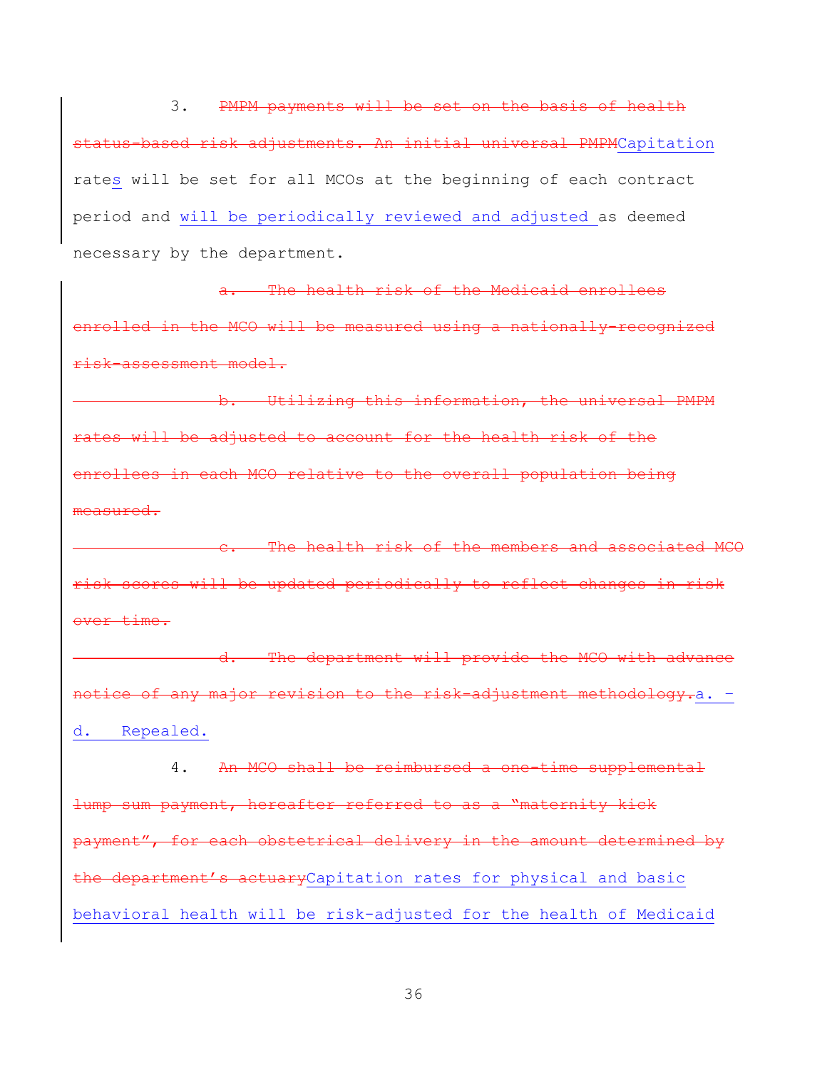3. ~~PMPM payments will be set on the basis of health status-based risk adjustments. An initial universal PMPM~~Capitation rates will be set for all MCOs at the beginning of each contract period and will be periodically reviewed and adjusted as deemed necessary by the department.

~~a. The health risk of the Medicaid enrollees enrolled in the MCO will be measured using a nationally-recognized risk-assessment model.~~

~~b. Utilizing this information, the universal PMPM rates will be adjusted to account for the health risk of the enrollees in each MCO relative to the overall population being measured.~~

~~c. The health risk of the members and associated MCO risk scores will be updated periodically to reflect changes in risk over time.~~

~~d. The department will provide the MCO with advance notice of any major revision to the risk-adjustment methodology.~~a. – d. Repealed.

4. ~~An MCO shall be reimbursed a one-time supplemental lump sum payment, hereafter referred to as a "maternity kick payment", for each obstetrical delivery in the amount determined by the department's actuary~~Capitation rates for physical and basic behavioral health will be risk-adjusted for the health of Medicaid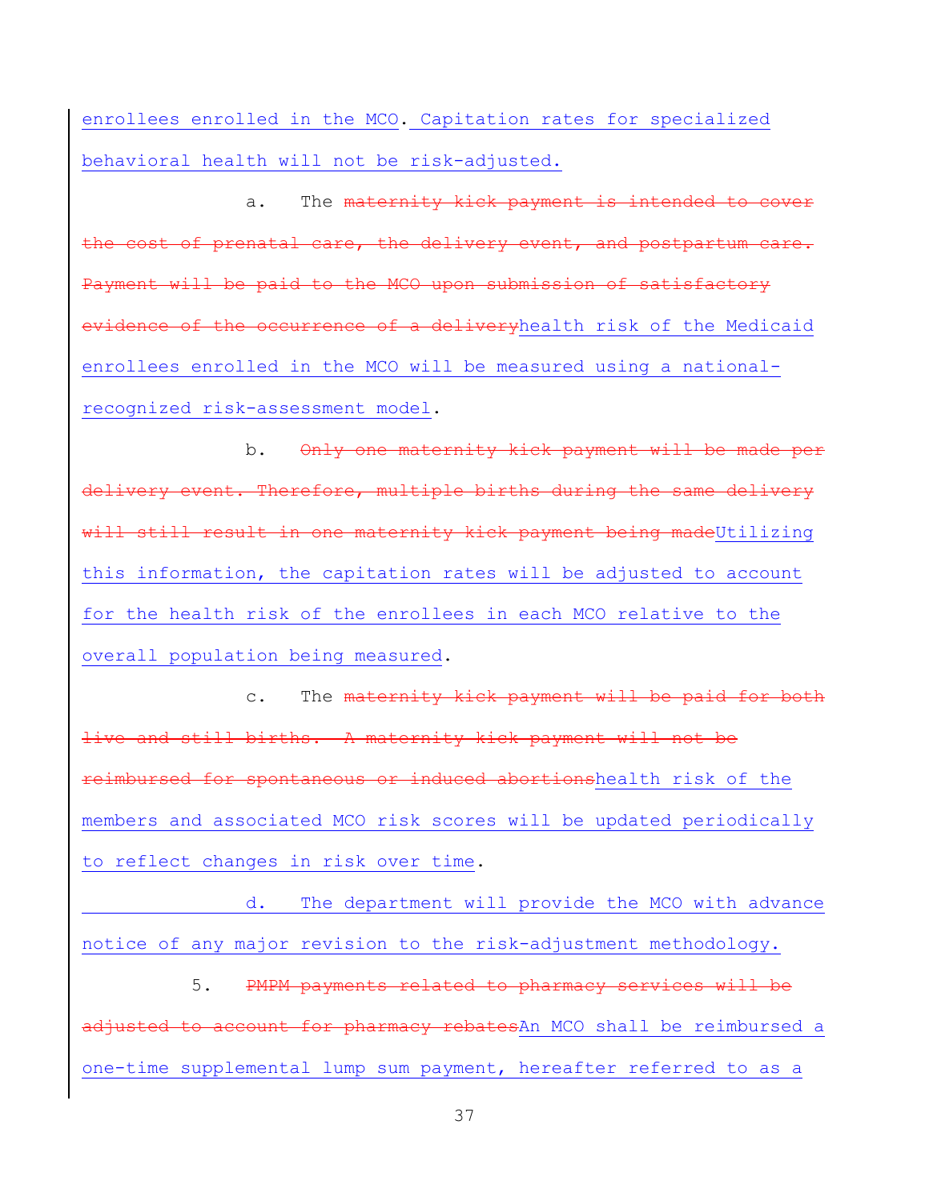enrollees enrolled in the MCO. Capitation rates for specialized behavioral health will not be risk-adjusted.

a. The ~~maternity kick payment is intended to cover the cost of prenatal care, the delivery event, and postpartum care. Payment will be paid to the MCO upon submission of satisfactory evidence of the occurrence of a delivery~~health risk of the Medicaid enrollees enrolled in the MCO will be measured using a national-recognized risk-assessment model.

b. ~~Only one maternity kick payment will be made per delivery event. Therefore, multiple births during the same delivery will still result in one maternity kick payment being made~~Utilizing this information, the capitation rates will be adjusted to account for the health risk of the enrollees in each MCO relative to the overall population being measured.

c. The ~~maternity kick payment will be paid for both live and still births. A maternity kick payment will not be reimbursed for spontaneous or induced abortions~~health risk of the members and associated MCO risk scores will be updated periodically to reflect changes in risk over time.

d. The department will provide the MCO with advance notice of any major revision to the risk-adjustment methodology.

5. ~~PMPM payments related to pharmacy services will be adjusted to account for pharmacy rebates~~An MCO shall be reimbursed a one-time supplemental lump sum payment, hereafter referred to as a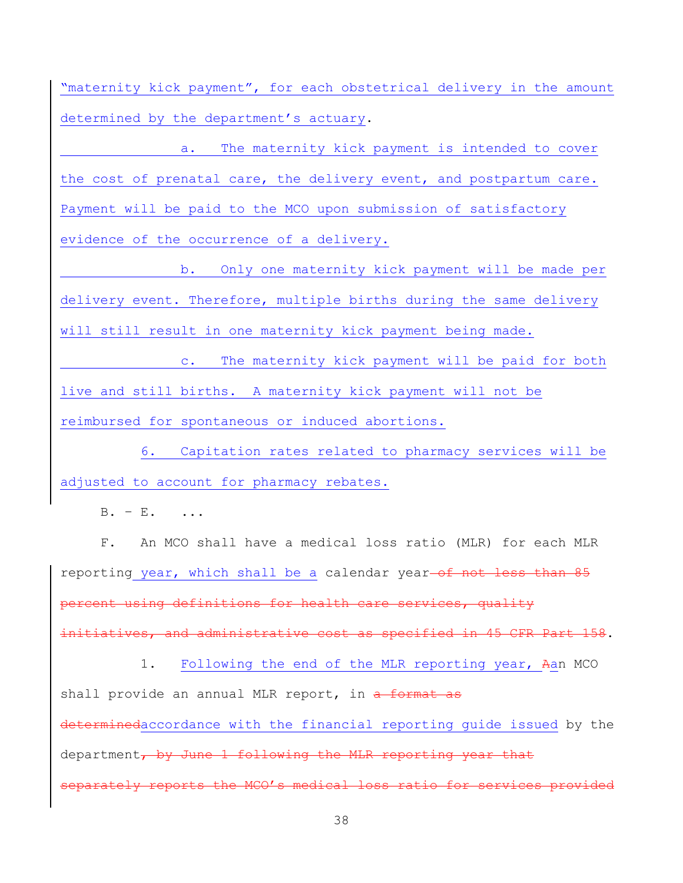"maternity kick payment", for each obstetrical delivery in the amount determined by the department's actuary.

a. The maternity kick payment is intended to cover the cost of prenatal care, the delivery event, and postpartum care. Payment will be paid to the MCO upon submission of satisfactory evidence of the occurrence of a delivery.

b. Only one maternity kick payment will be made per delivery event. Therefore, multiple births during the same delivery will still result in one maternity kick payment being made.

c. The maternity kick payment will be paid for both live and still births. A maternity kick payment will not be reimbursed for spontaneous or induced abortions.

6. Capitation rates related to pharmacy services will be adjusted to account for pharmacy rebates.

B. – E. ...

F. An MCO shall have a medical loss ratio (MLR) for each MLR reporting year, which shall be a calendar year ~~of not less than 85 percent using definitions for health care services, quality initiatives, and administrative cost as specified in 45 CFR Part 158~~.

1. Following the end of the MLR reporting year, ~~A~~an MCO shall provide an annual MLR report, in ~~a format as determined~~accordance with the financial reporting guide issued by the department~~, by June 1 following the MLR reporting year that separately reports the MCO's medical loss ratio for services provided~~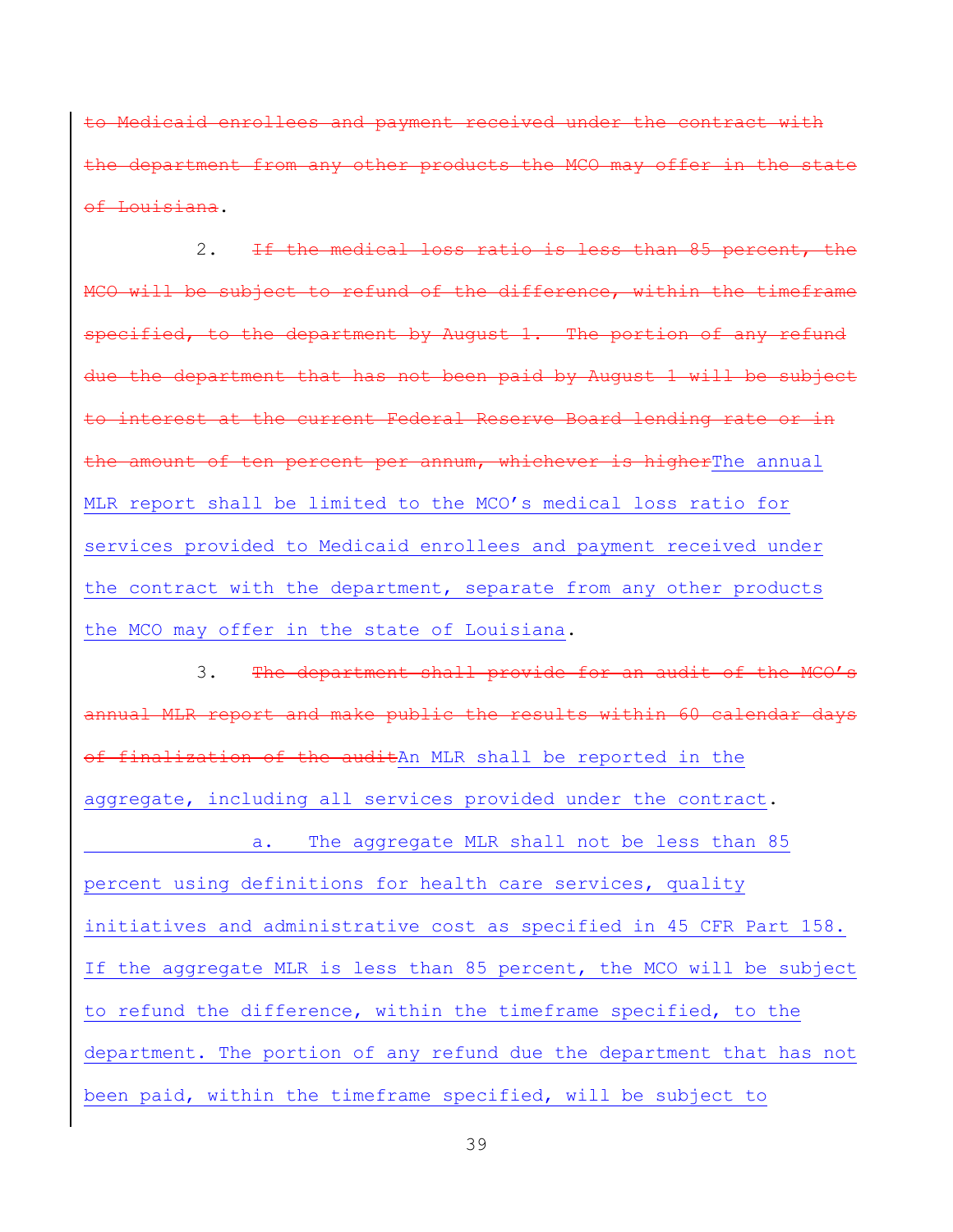~~to Medicaid enrollees and payment received under the contract with the department from any other products the MCO may offer in the state of Louisiana~~.

2. ~~If the medical loss ratio is less than 85 percent, the MCO will be subject to refund of the difference, within the timeframe specified, to the department by August 1. The portion of any refund due the department that has not been paid by August 1 will be subject to interest at the current Federal Reserve Board lending rate or in the amount of ten percent per annum, whichever is higher~~<u>The annual MLR report shall be limited to the MCO's medical loss ratio for services provided to Medicaid enrollees and payment received under the contract with the department, separate from any other products the MCO may offer in the state of Louisiana</u>.

3. ~~The department shall provide for an audit of the MCO's annual MLR report and make public the results within 60 calendar days of finalization of the audit~~<u>An MLR shall be reported in the aggregate, including all services provided under the contract</u>.

<u>a. The aggregate MLR shall not be less than 85 percent using definitions for health care services, quality initiatives and administrative cost as specified in 45 CFR Part 158. If the aggregate MLR is less than 85 percent, the MCO will be subject to refund the difference, within the timeframe specified, to the department. The portion of any refund due the department that has not been paid, within the timeframe specified, will be subject to</u>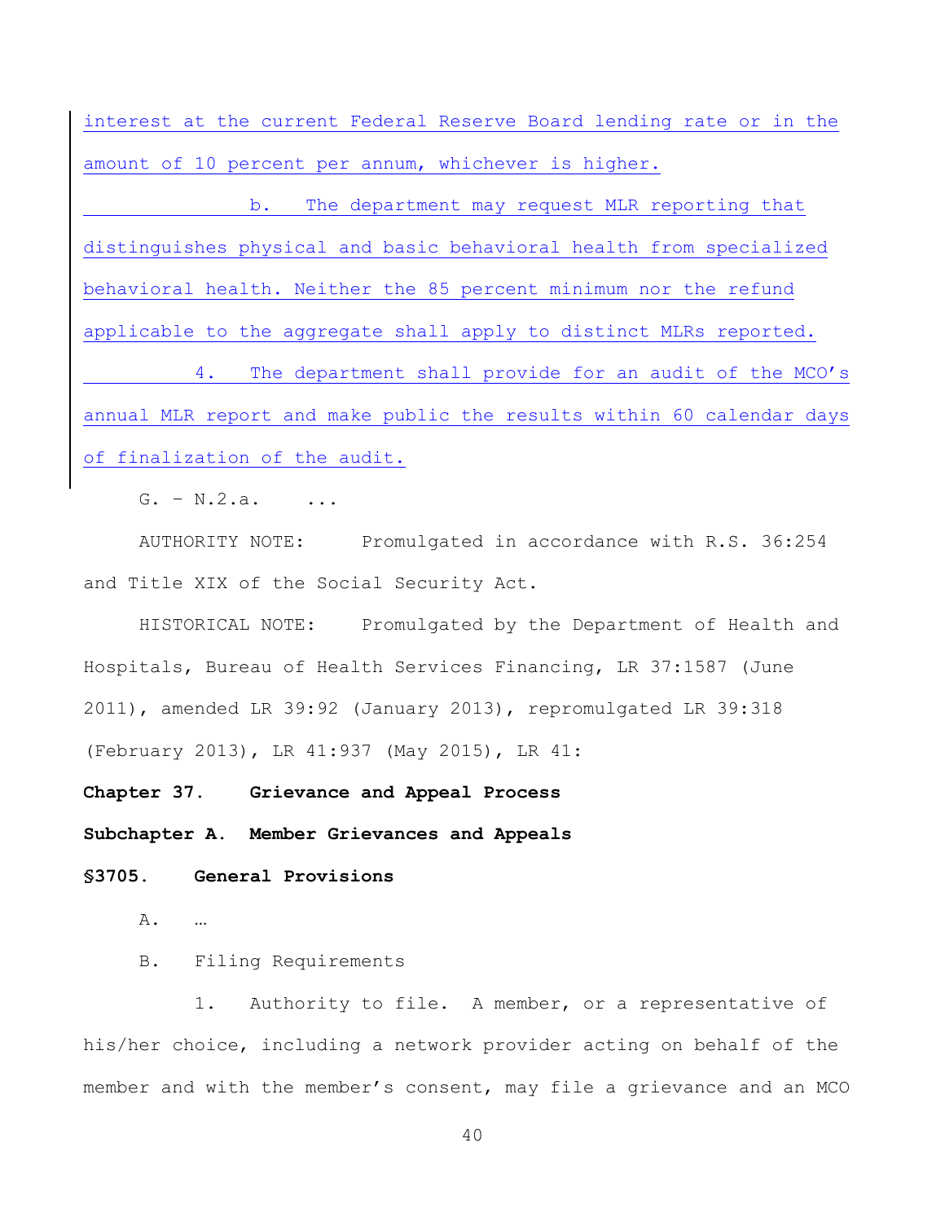interest at the current Federal Reserve Board lending rate or in the amount of 10 percent per annum, whichever is higher.

b. The department may request MLR reporting that distinguishes physical and basic behavioral health from specialized behavioral health. Neither the 85 percent minimum nor the refund applicable to the aggregate shall apply to distinct MLRs reported.

4. The department shall provide for an audit of the MCO's annual MLR report and make public the results within 60 calendar days of finalization of the audit.

G. – N.2.a. ...

AUTHORITY NOTE: Promulgated in accordance with R.S. 36:254 and Title XIX of the Social Security Act.

HISTORICAL NOTE: Promulgated by the Department of Health and Hospitals, Bureau of Health Services Financing, LR 37:1587 (June 2011), amended LR 39:92 (January 2013), repromulgated LR 39:318 (February 2013), LR 41:937 (May 2015), LR 41:

**Chapter 37. Grievance and Appeal Process**

**Subchapter A. Member Grievances and Appeals**

**§3705. General Provisions**

A. …

B. Filing Requirements

1. Authority to file. A member, or a representative of his/her choice, including a network provider acting on behalf of the member and with the member's consent, may file a grievance and an MCO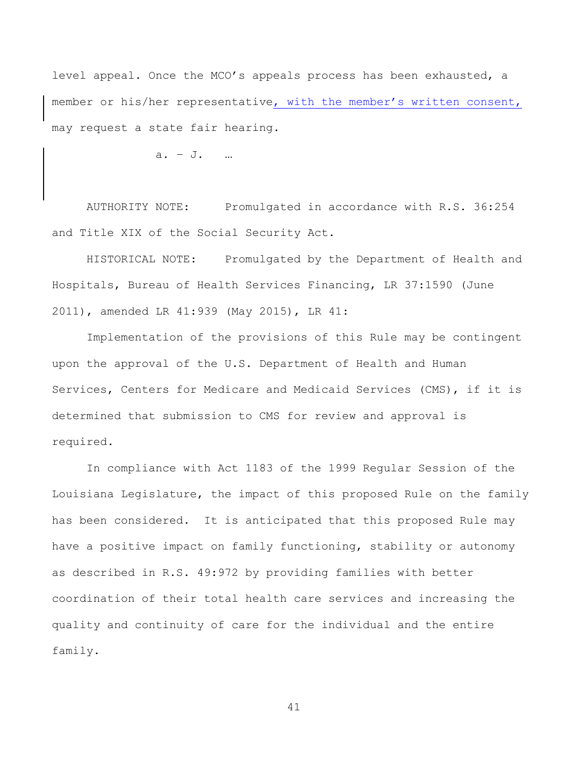level appeal. Once the MCO's appeals process has been exhausted, a member or his/her representative, with the member's written consent, may request a state fair hearing.

a. – J. …

AUTHORITY NOTE: Promulgated in accordance with R.S. 36:254 and Title XIX of the Social Security Act.

HISTORICAL NOTE: Promulgated by the Department of Health and Hospitals, Bureau of Health Services Financing, LR 37:1590 (June 2011), amended LR 41:939 (May 2015), LR 41:

Implementation of the provisions of this Rule may be contingent upon the approval of the U.S. Department of Health and Human Services, Centers for Medicare and Medicaid Services (CMS), if it is determined that submission to CMS for review and approval is required.

In compliance with Act 1183 of the 1999 Regular Session of the Louisiana Legislature, the impact of this proposed Rule on the family has been considered. It is anticipated that this proposed Rule may have a positive impact on family functioning, stability or autonomy as described in R.S. 49:972 by providing families with better coordination of their total health care services and increasing the quality and continuity of care for the individual and the entire family.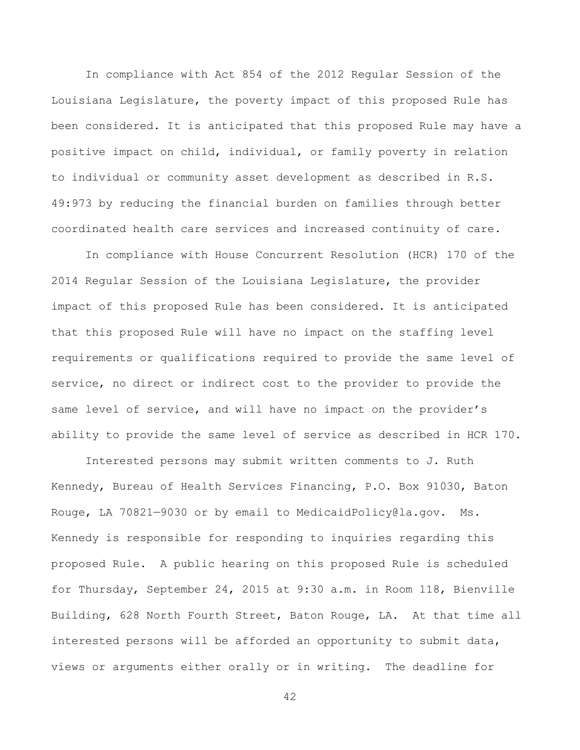In compliance with Act 854 of the 2012 Regular Session of the Louisiana Legislature, the poverty impact of this proposed Rule has been considered. It is anticipated that this proposed Rule may have a positive impact on child, individual, or family poverty in relation to individual or community asset development as described in R.S. 49:973 by reducing the financial burden on families through better coordinated health care services and increased continuity of care.

In compliance with House Concurrent Resolution (HCR) 170 of the 2014 Regular Session of the Louisiana Legislature, the provider impact of this proposed Rule has been considered. It is anticipated that this proposed Rule will have no impact on the staffing level requirements or qualifications required to provide the same level of service, no direct or indirect cost to the provider to provide the same level of service, and will have no impact on the provider's ability to provide the same level of service as described in HCR 170.

Interested persons may submit written comments to J. Ruth Kennedy, Bureau of Health Services Financing, P.O. Box 91030, Baton Rouge, LA 70821—9030 or by email to MedicaidPolicy@la.gov. Ms. Kennedy is responsible for responding to inquiries regarding this proposed Rule. A public hearing on this proposed Rule is scheduled for Thursday, September 24, 2015 at 9:30 a.m. in Room 118, Bienville Building, 628 North Fourth Street, Baton Rouge, LA. At that time all interested persons will be afforded an opportunity to submit data, views or arguments either orally or in writing. The deadline for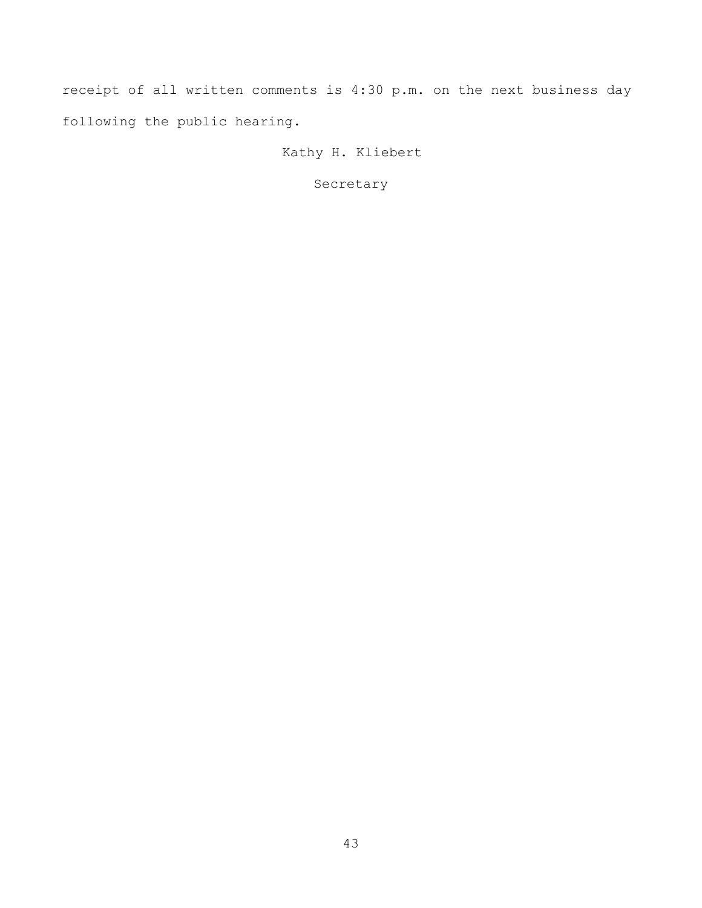receipt of all written comments is 4:30 p.m. on the next business day following the public hearing.

Kathy H. Kliebert

Secretary